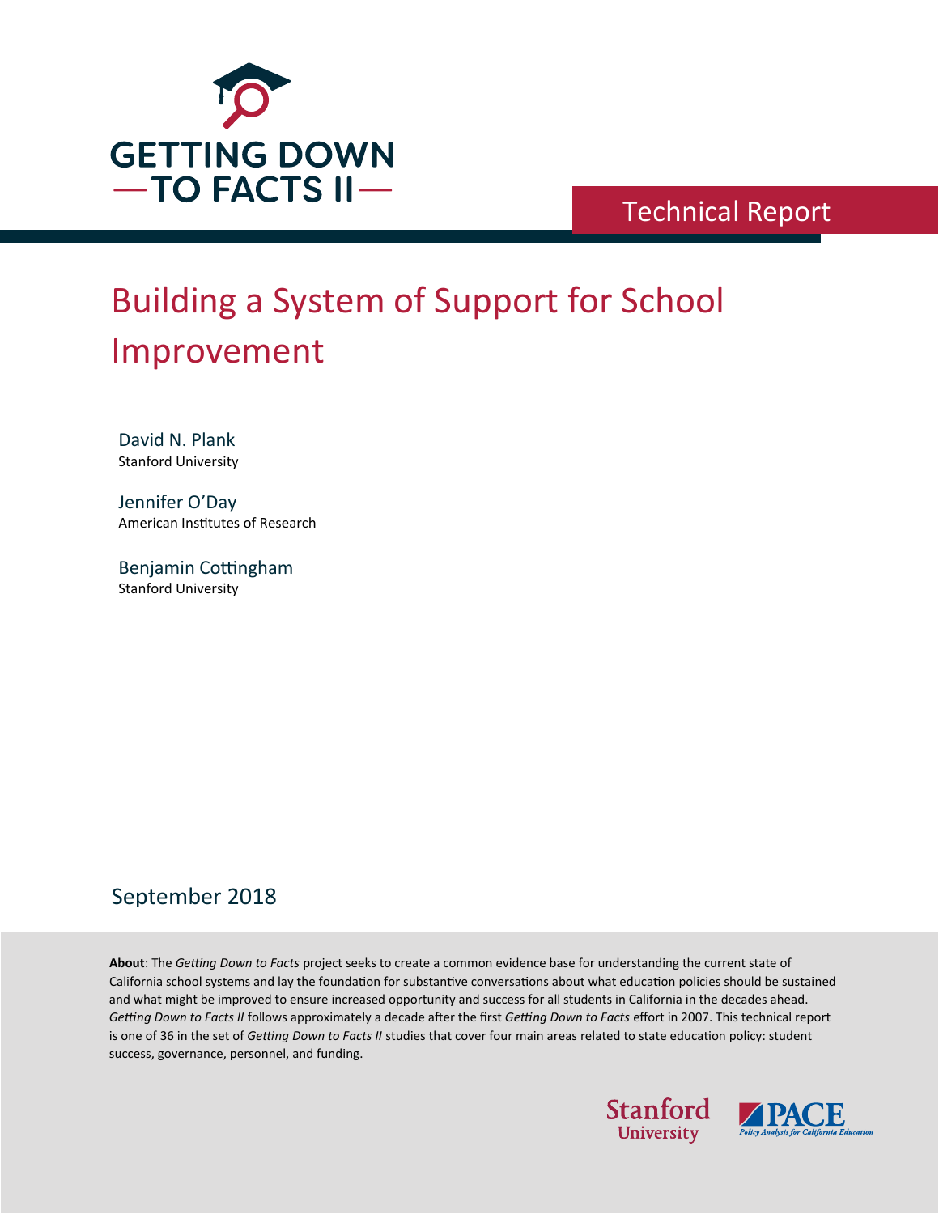GETTING DOWN TO FACTS II

Technical Report

# Building a System of Support for School Improvement

David N. Plank
Stanford University

Jennifer O'Day
American Institutes of Research

Benjamin Cottingham
Stanford University

September 2018

**About**: The *Getting Down to Facts* project seeks to create a common evidence base for understanding the current state of California school systems and lay the foundation for substantive conversations about what education policies should be sustained and what might be improved to ensure increased opportunity and success for all students in California in the decades ahead. *Getting Down to Facts II* follows approximately a decade after the first *Getting Down to Facts* effort in 2007. This technical report is one of 36 in the set of *Getting Down to Facts II* studies that cover four main areas related to state education policy: student success, governance, personnel, and funding.

Stanford University

PACE
Policy Analysis for California Education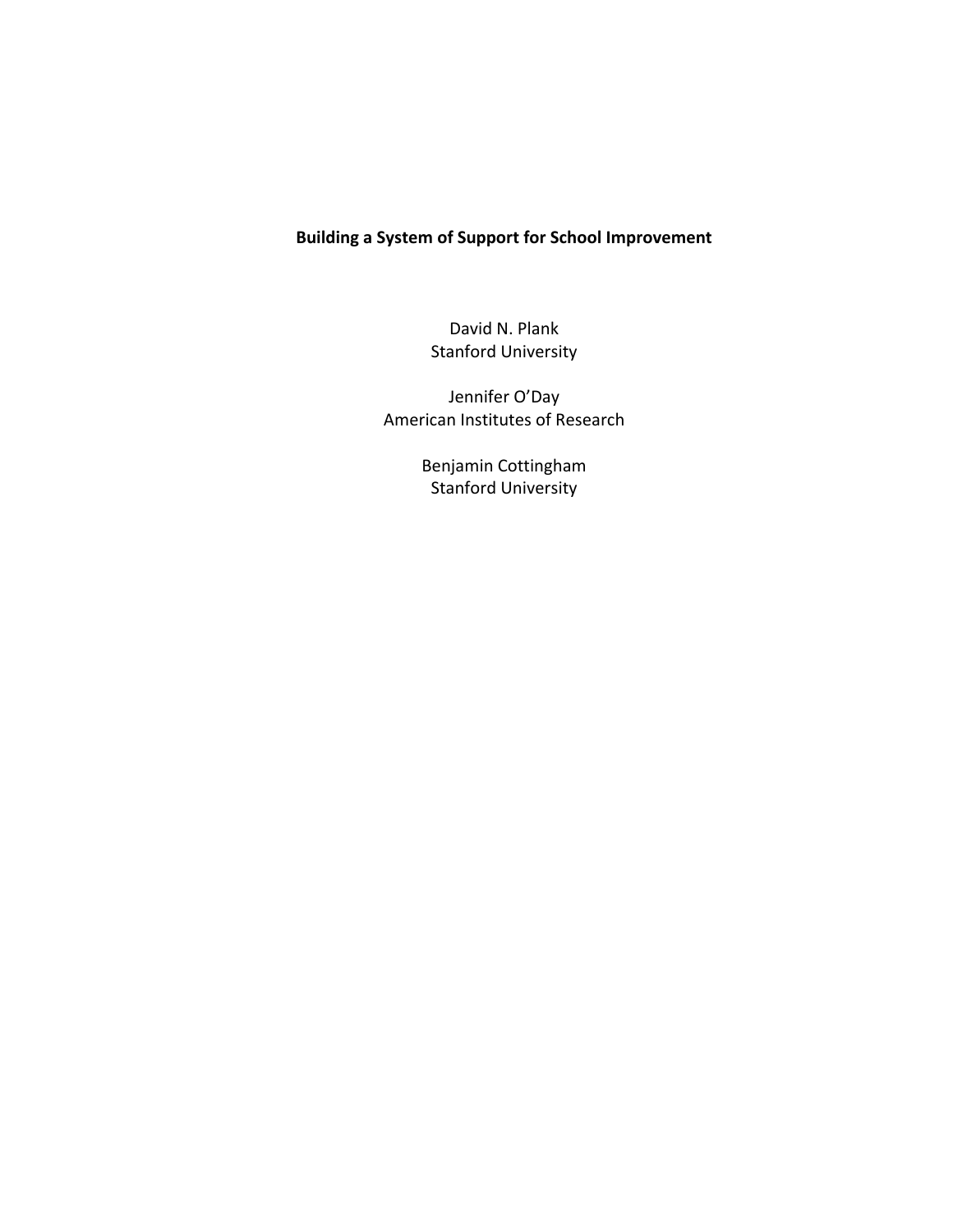# Building a System of Support for School Improvement

David N. Plank
Stanford University

Jennifer O'Day
American Institutes of Research

Benjamin Cottingham
Stanford University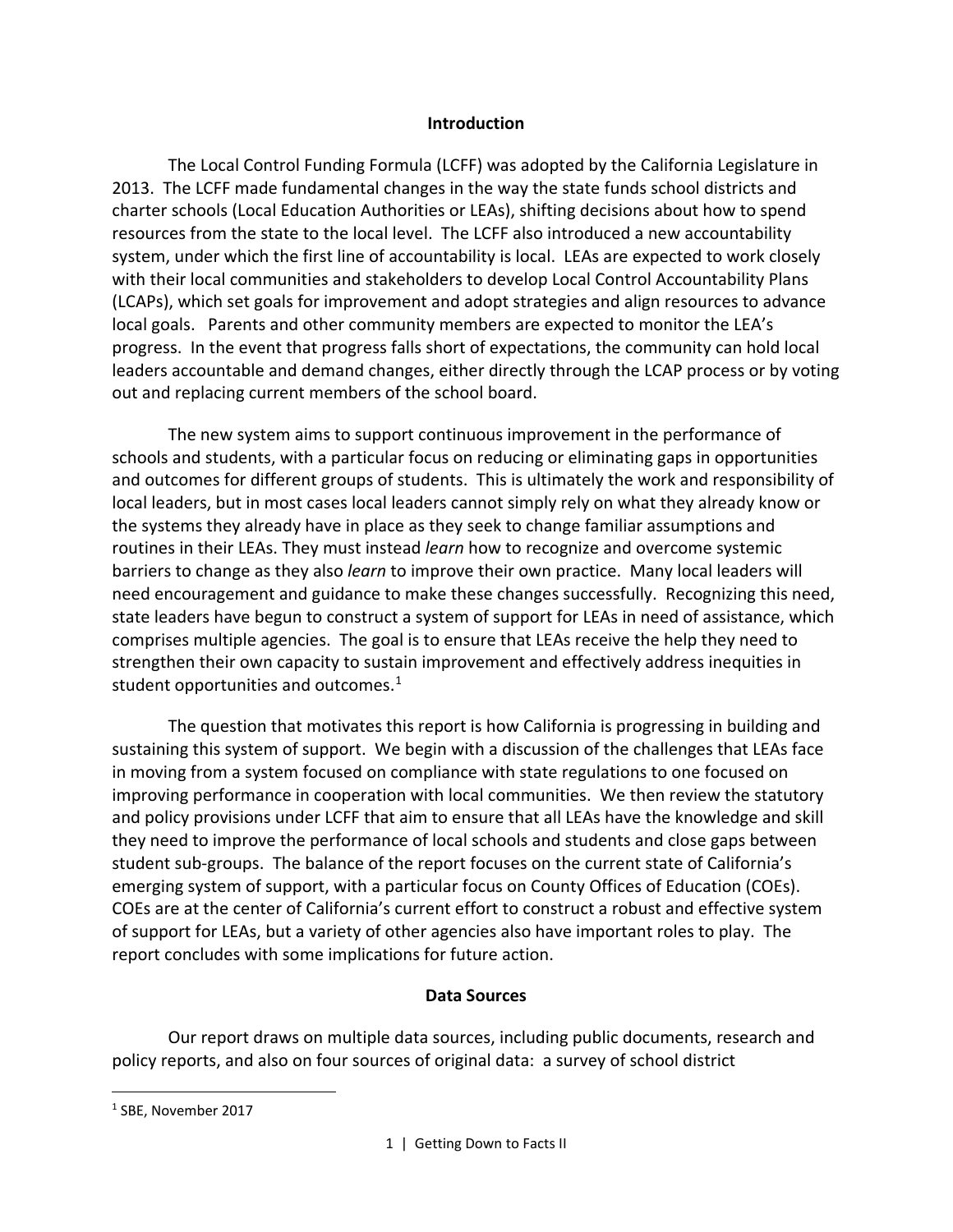## Introduction

The Local Control Funding Formula (LCFF) was adopted by the California Legislature in 2013. The LCFF made fundamental changes in the way the state funds school districts and charter schools (Local Education Authorities or LEAs), shifting decisions about how to spend resources from the state to the local level. The LCFF also introduced a new accountability system, under which the first line of accountability is local. LEAs are expected to work closely with their local communities and stakeholders to develop Local Control Accountability Plans (LCAPs), which set goals for improvement and adopt strategies and align resources to advance local goals. Parents and other community members are expected to monitor the LEA's progress. In the event that progress falls short of expectations, the community can hold local leaders accountable and demand changes, either directly through the LCAP process or by voting out and replacing current members of the school board.

The new system aims to support continuous improvement in the performance of schools and students, with a particular focus on reducing or eliminating gaps in opportunities and outcomes for different groups of students. This is ultimately the work and responsibility of local leaders, but in most cases local leaders cannot simply rely on what they already know or the systems they already have in place as they seek to change familiar assumptions and routines in their LEAs. They must instead *learn* how to recognize and overcome systemic barriers to change as they also *learn* to improve their own practice. Many local leaders will need encouragement and guidance to make these changes successfully. Recognizing this need, state leaders have begun to construct a system of support for LEAs in need of assistance, which comprises multiple agencies. The goal is to ensure that LEAs receive the help they need to strengthen their own capacity to sustain improvement and effectively address inequities in student opportunities and outcomes.[1]

The question that motivates this report is how California is progressing in building and sustaining this system of support. We begin with a discussion of the challenges that LEAs face in moving from a system focused on compliance with state regulations to one focused on improving performance in cooperation with local communities. We then review the statutory and policy provisions under LCFF that aim to ensure that all LEAs have the knowledge and skill they need to improve the performance of local schools and students and close gaps between student sub-groups. The balance of the report focuses on the current state of California's emerging system of support, with a particular focus on County Offices of Education (COEs). COEs are at the center of California's current effort to construct a robust and effective system of support for LEAs, but a variety of other agencies also have important roles to play. The report concludes with some implications for future action.

## Data Sources

Our report draws on multiple data sources, including public documents, research and policy reports, and also on four sources of original data: a survey of school district

[1] SBE, November 2017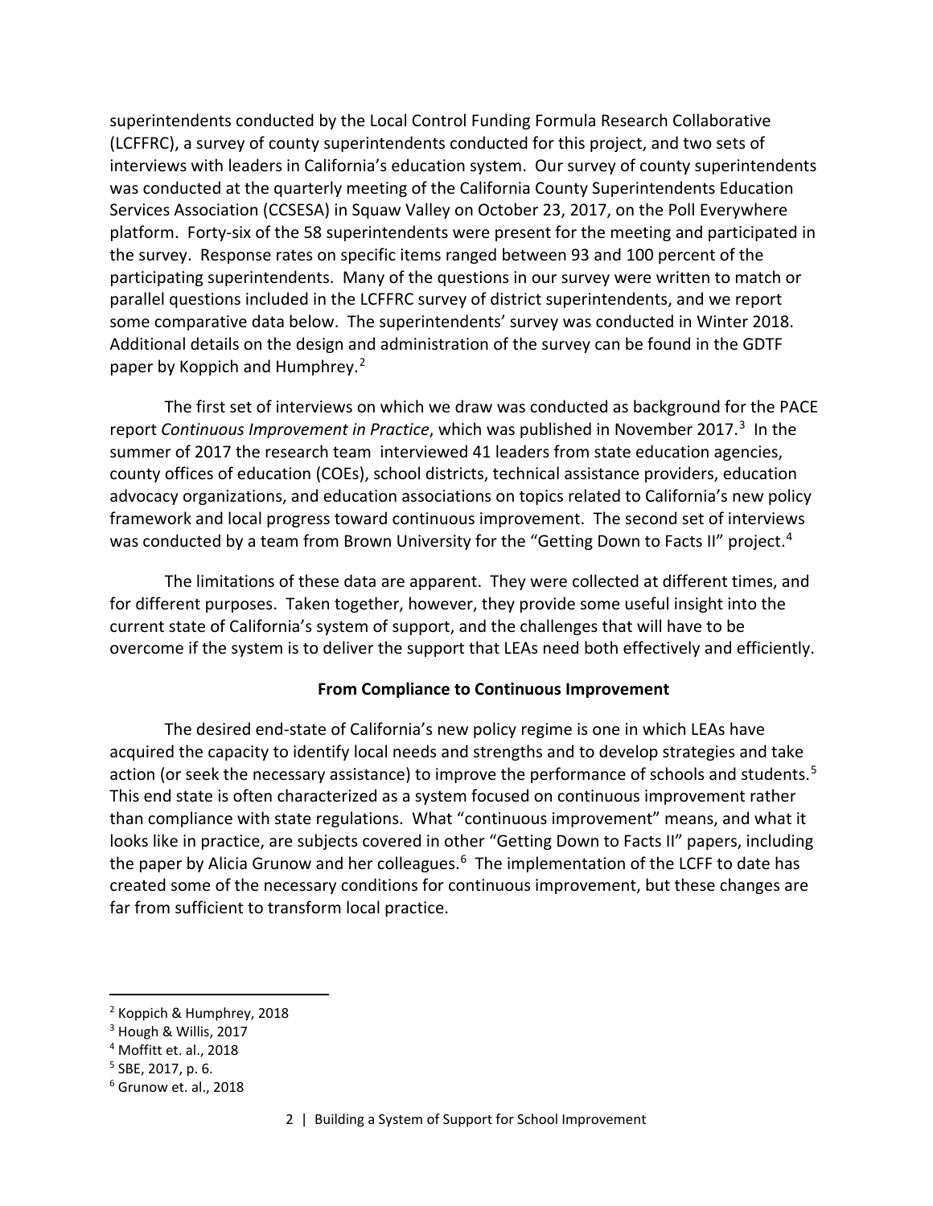superintendents conducted by the Local Control Funding Formula Research Collaborative (LCFFRC), a survey of county superintendents conducted for this project, and two sets of interviews with leaders in California's education system. Our survey of county superintendents was conducted at the quarterly meeting of the California County Superintendents Education Services Association (CCSESA) in Squaw Valley on October 23, 2017, on the Poll Everywhere platform. Forty-six of the 58 superintendents were present for the meeting and participated in the survey. Response rates on specific items ranged between 93 and 100 percent of the participating superintendents. Many of the questions in our survey were written to match or parallel questions included in the LCFFRC survey of district superintendents, and we report some comparative data below. The superintendents' survey was conducted in Winter 2018. Additional details on the design and administration of the survey can be found in the GDTF paper by Koppich and Humphrey.[2]

The first set of interviews on which we draw was conducted as background for the PACE report *Continuous Improvement in Practice*, which was published in November 2017.[3] In the summer of 2017 the research team interviewed 41 leaders from state education agencies, county offices of education (COEs), school districts, technical assistance providers, education advocacy organizations, and education associations on topics related to California's new policy framework and local progress toward continuous improvement. The second set of interviews was conducted by a team from Brown University for the "Getting Down to Facts II" project.[4]

The limitations of these data are apparent. They were collected at different times, and for different purposes. Taken together, however, they provide some useful insight into the current state of California's system of support, and the challenges that will have to be overcome if the system is to deliver the support that LEAs need both effectively and efficiently.

## From Compliance to Continuous Improvement

The desired end-state of California's new policy regime is one in which LEAs have acquired the capacity to identify local needs and strengths and to develop strategies and take action (or seek the necessary assistance) to improve the performance of schools and students.[5] This end state is often characterized as a system focused on continuous improvement rather than compliance with state regulations. What "continuous improvement" means, and what it looks like in practice, are subjects covered in other "Getting Down to Facts II" papers, including the paper by Alicia Grunow and her colleagues.[6] The implementation of the LCFF to date has created some of the necessary conditions for continuous improvement, but these changes are far from sufficient to transform local practice.

---

[2] Koppich & Humphrey, 2018

[3] Hough & Willis, 2017

[4] Moffitt et. al., 2018

[5] SBE, 2017, p. 6.

[6] Grunow et. al., 2018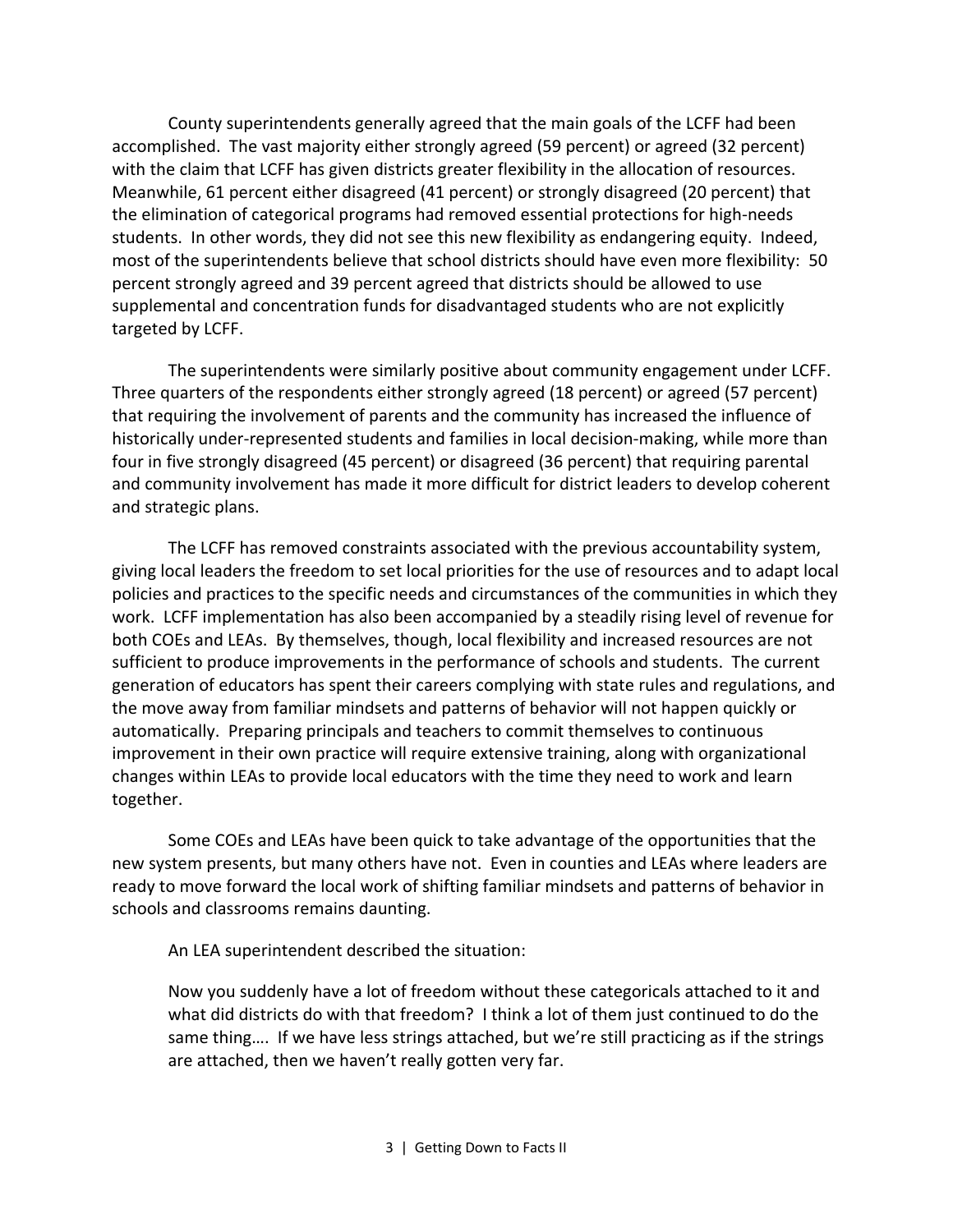County superintendents generally agreed that the main goals of the LCFF had been accomplished. The vast majority either strongly agreed (59 percent) or agreed (32 percent) with the claim that LCFF has given districts greater flexibility in the allocation of resources. Meanwhile, 61 percent either disagreed (41 percent) or strongly disagreed (20 percent) that the elimination of categorical programs had removed essential protections for high-needs students. In other words, they did not see this new flexibility as endangering equity. Indeed, most of the superintendents believe that school districts should have even more flexibility: 50 percent strongly agreed and 39 percent agreed that districts should be allowed to use supplemental and concentration funds for disadvantaged students who are not explicitly targeted by LCFF.

The superintendents were similarly positive about community engagement under LCFF. Three quarters of the respondents either strongly agreed (18 percent) or agreed (57 percent) that requiring the involvement of parents and the community has increased the influence of historically under-represented students and families in local decision-making, while more than four in five strongly disagreed (45 percent) or disagreed (36 percent) that requiring parental and community involvement has made it more difficult for district leaders to develop coherent and strategic plans.

The LCFF has removed constraints associated with the previous accountability system, giving local leaders the freedom to set local priorities for the use of resources and to adapt local policies and practices to the specific needs and circumstances of the communities in which they work. LCFF implementation has also been accompanied by a steadily rising level of revenue for both COEs and LEAs. By themselves, though, local flexibility and increased resources are not sufficient to produce improvements in the performance of schools and students. The current generation of educators has spent their careers complying with state rules and regulations, and the move away from familiar mindsets and patterns of behavior will not happen quickly or automatically. Preparing principals and teachers to commit themselves to continuous improvement in their own practice will require extensive training, along with organizational changes within LEAs to provide local educators with the time they need to work and learn together.

Some COEs and LEAs have been quick to take advantage of the opportunities that the new system presents, but many others have not. Even in counties and LEAs where leaders are ready to move forward the local work of shifting familiar mindsets and patterns of behavior in schools and classrooms remains daunting.

An LEA superintendent described the situation:

> Now you suddenly have a lot of freedom without these categoricals attached to it and what did districts do with that freedom? I think a lot of them just continued to do the same thing…. If we have less strings attached, but we're still practicing as if the strings are attached, then we haven't really gotten very far.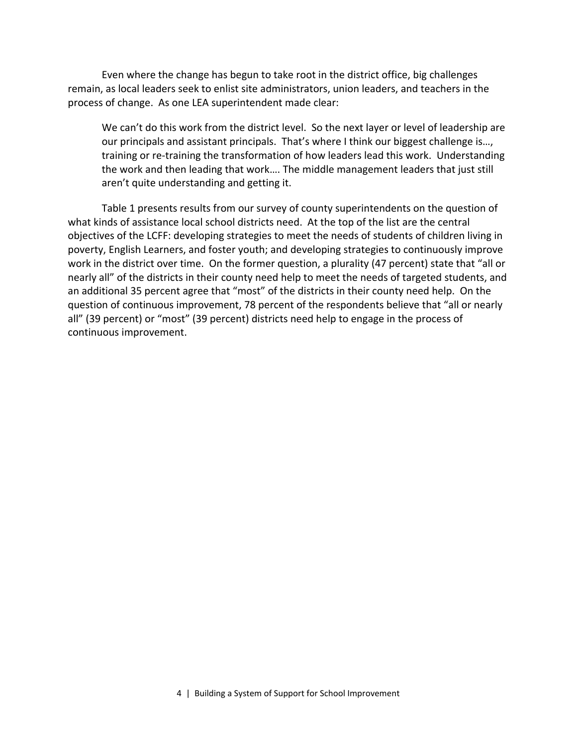Even where the change has begun to take root in the district office, big challenges remain, as local leaders seek to enlist site administrators, union leaders, and teachers in the process of change. As one LEA superintendent made clear:

> We can't do this work from the district level. So the next layer or level of leadership are our principals and assistant principals. That's where I think our biggest challenge is…, training or re-training the transformation of how leaders lead this work. Understanding the work and then leading that work…. The middle management leaders that just still aren't quite understanding and getting it.

Table 1 presents results from our survey of county superintendents on the question of what kinds of assistance local school districts need. At the top of the list are the central objectives of the LCFF: developing strategies to meet the needs of students of children living in poverty, English Learners, and foster youth; and developing strategies to continuously improve work in the district over time. On the former question, a plurality (47 percent) state that "all or nearly all" of the districts in their county need help to meet the needs of targeted students, and an additional 35 percent agree that "most" of the districts in their county need help. On the question of continuous improvement, 78 percent of the respondents believe that "all or nearly all" (39 percent) or "most" (39 percent) districts need help to engage in the process of continuous improvement.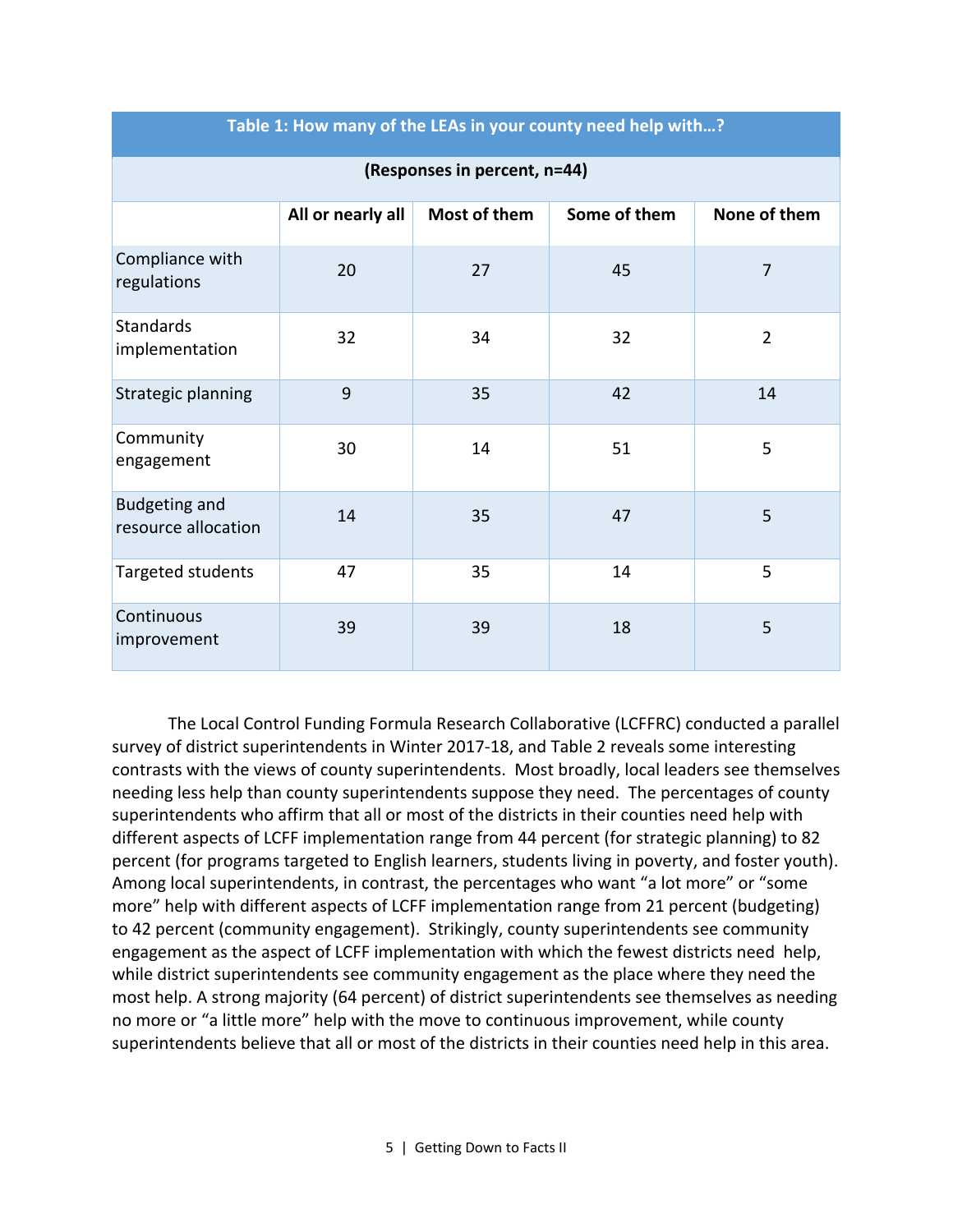| Table 1: How many of the LEAs in your county need help with…? | | | | |
|---|---|---|---|---|
| (Responses in percent, n=44) | | | | |
| | All or nearly all | Most of them | Some of them | None of them |
| Compliance with regulations | 20 | 27 | 45 | 7 |
| Standards implementation | 32 | 34 | 32 | 2 |
| Strategic planning | 9 | 35 | 42 | 14 |
| Community engagement | 30 | 14 | 51 | 5 |
| Budgeting and resource allocation | 14 | 35 | 47 | 5 |
| Targeted students | 47 | 35 | 14 | 5 |
| Continuous improvement | 39 | 39 | 18 | 5 |

The Local Control Funding Formula Research Collaborative (LCFFRC) conducted a parallel survey of district superintendents in Winter 2017-18, and Table 2 reveals some interesting contrasts with the views of county superintendents. Most broadly, local leaders see themselves needing less help than county superintendents suppose they need. The percentages of county superintendents who affirm that all or most of the districts in their counties need help with different aspects of LCFF implementation range from 44 percent (for strategic planning) to 82 percent (for programs targeted to English learners, students living in poverty, and foster youth). Among local superintendents, in contrast, the percentages who want "a lot more" or "some more" help with different aspects of LCFF implementation range from 21 percent (budgeting) to 42 percent (community engagement). Strikingly, county superintendents see community engagement as the aspect of LCFF implementation with which the fewest districts need help, while district superintendents see community engagement as the place where they need the most help. A strong majority (64 percent) of district superintendents see themselves as needing no more or "a little more" help with the move to continuous improvement, while county superintendents believe that all or most of the districts in their counties need help in this area.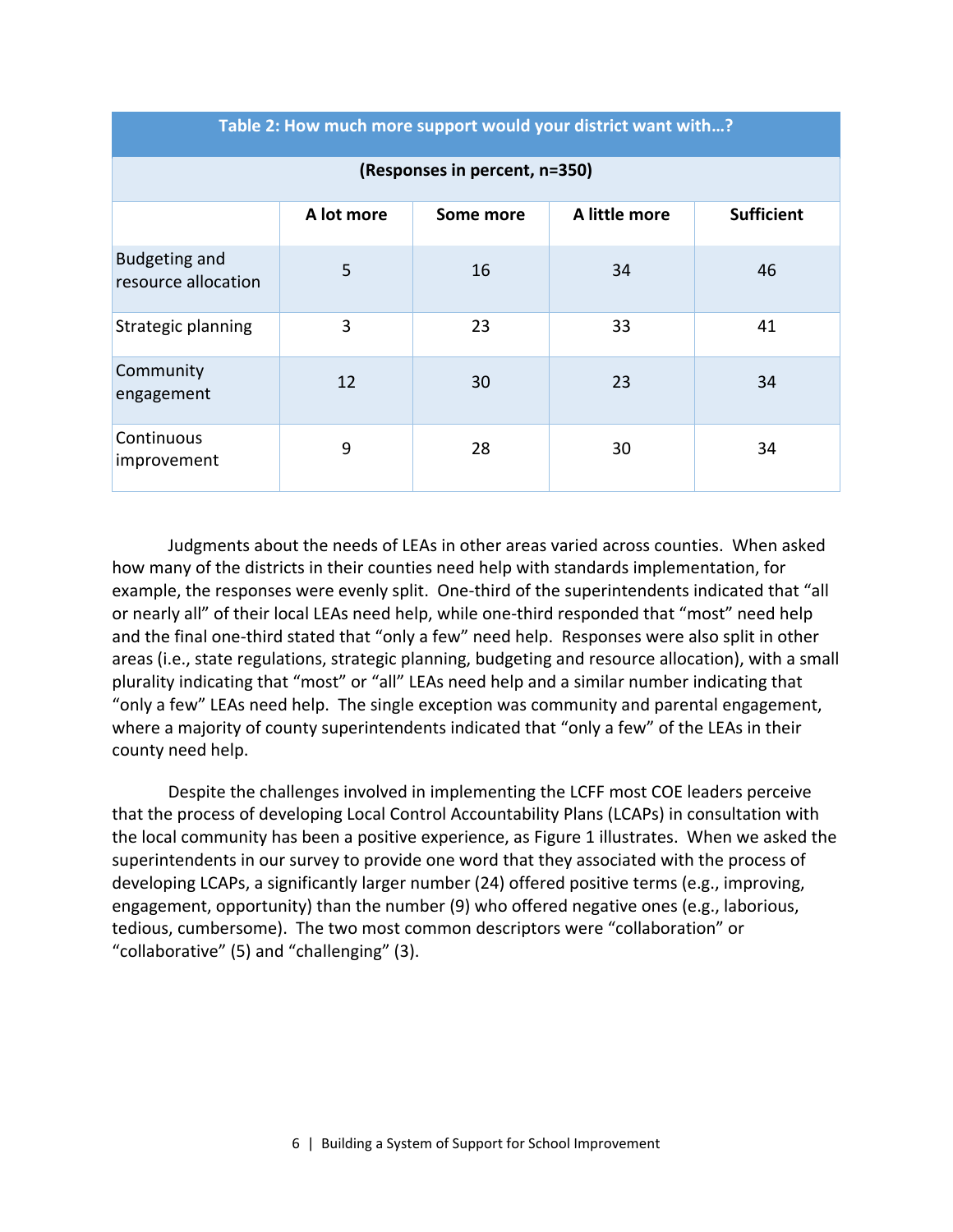| Table 2: How much more support would your district want with…? | | | | |
|---|---|---|---|---|
| (Responses in percent, n=350) | | | | |
| | A lot more | Some more | A little more | Sufficient |
| Budgeting and resource allocation | 5 | 16 | 34 | 46 |
| Strategic planning | 3 | 23 | 33 | 41 |
| Community engagement | 12 | 30 | 23 | 34 |
| Continuous improvement | 9 | 28 | 30 | 34 |

Judgments about the needs of LEAs in other areas varied across counties. When asked how many of the districts in their counties need help with standards implementation, for example, the responses were evenly split. One-third of the superintendents indicated that "all or nearly all" of their local LEAs need help, while one-third responded that "most" need help and the final one-third stated that "only a few" need help. Responses were also split in other areas (i.e., state regulations, strategic planning, budgeting and resource allocation), with a small plurality indicating that "most" or "all" LEAs need help and a similar number indicating that "only a few" LEAs need help. The single exception was community and parental engagement, where a majority of county superintendents indicated that "only a few" of the LEAs in their county need help.

Despite the challenges involved in implementing the LCFF most COE leaders perceive that the process of developing Local Control Accountability Plans (LCAPs) in consultation with the local community has been a positive experience, as Figure 1 illustrates. When we asked the superintendents in our survey to provide one word that they associated with the process of developing LCAPs, a significantly larger number (24) offered positive terms (e.g., improving, engagement, opportunity) than the number (9) who offered negative ones (e.g., laborious, tedious, cumbersome). The two most common descriptors were "collaboration" or "collaborative" (5) and "challenging" (3).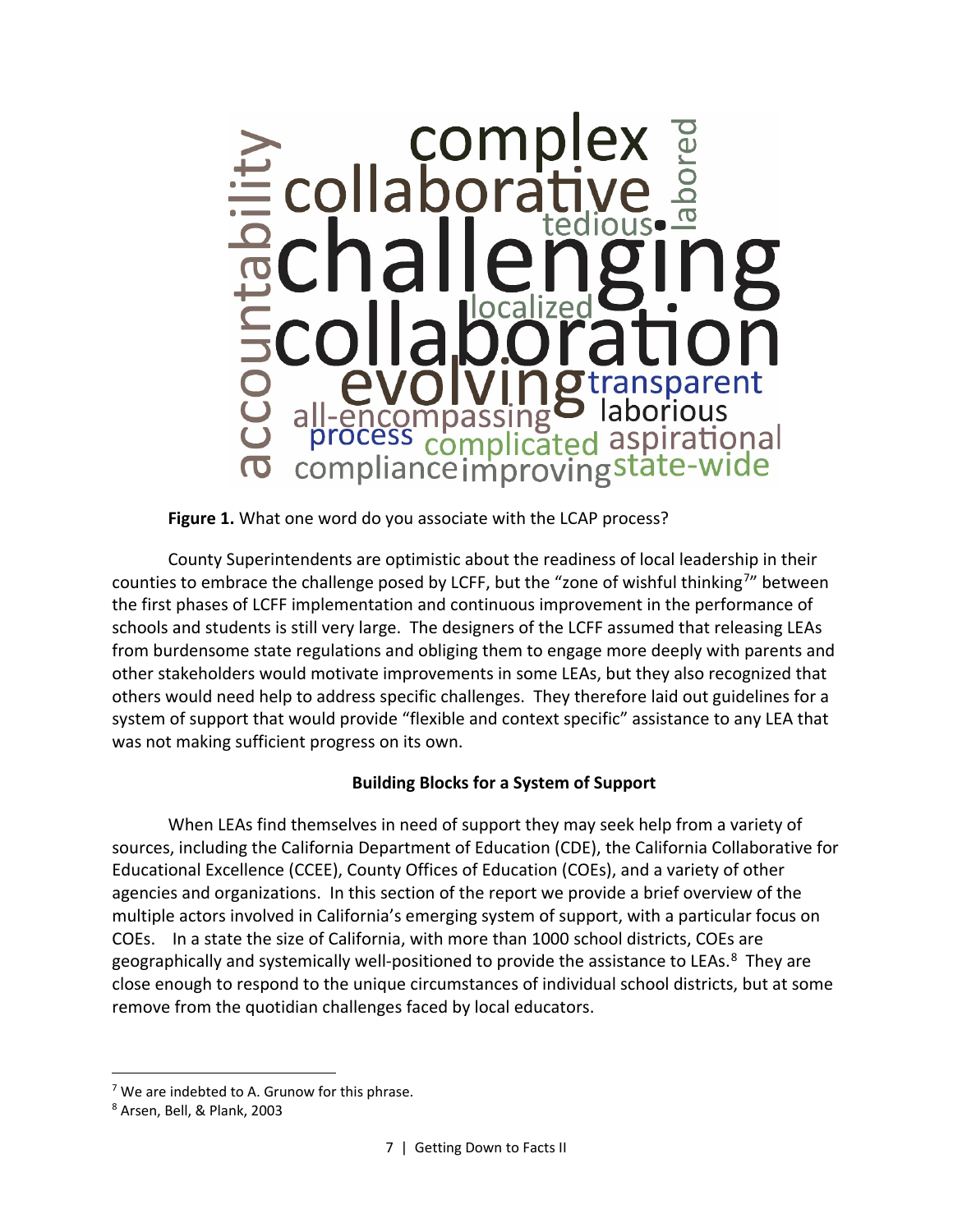complex collaborative labored tedious accountability challenging localized collaboration evolving transparent laborious all-encompassing process complicated aspirational compliance improving state-wide

**Figure 1.** What one word do you associate with the LCAP process?

County Superintendents are optimistic about the readiness of local leadership in their counties to embrace the challenge posed by LCFF, but the "zone of wishful thinking[7]" between the first phases of LCFF implementation and continuous improvement in the performance of schools and students is still very large. The designers of the LCFF assumed that releasing LEAs from burdensome state regulations and obliging them to engage more deeply with parents and other stakeholders would motivate improvements in some LEAs, but they also recognized that others would need help to address specific challenges. They therefore laid out guidelines for a system of support that would provide "flexible and context specific" assistance to any LEA that was not making sufficient progress on its own.

## Building Blocks for a System of Support

When LEAs find themselves in need of support they may seek help from a variety of sources, including the California Department of Education (CDE), the California Collaborative for Educational Excellence (CCEE), County Offices of Education (COEs), and a variety of other agencies and organizations. In this section of the report we provide a brief overview of the multiple actors involved in California's emerging system of support, with a particular focus on COEs. In a state the size of California, with more than 1000 school districts, COEs are geographically and systemically well-positioned to provide the assistance to LEAs.[8] They are close enough to respond to the unique circumstances of individual school districts, but at some remove from the quotidian challenges faced by local educators.

[7] We are indebted to A. Grunow for this phrase.

[8] Arsen, Bell, & Plank, 2003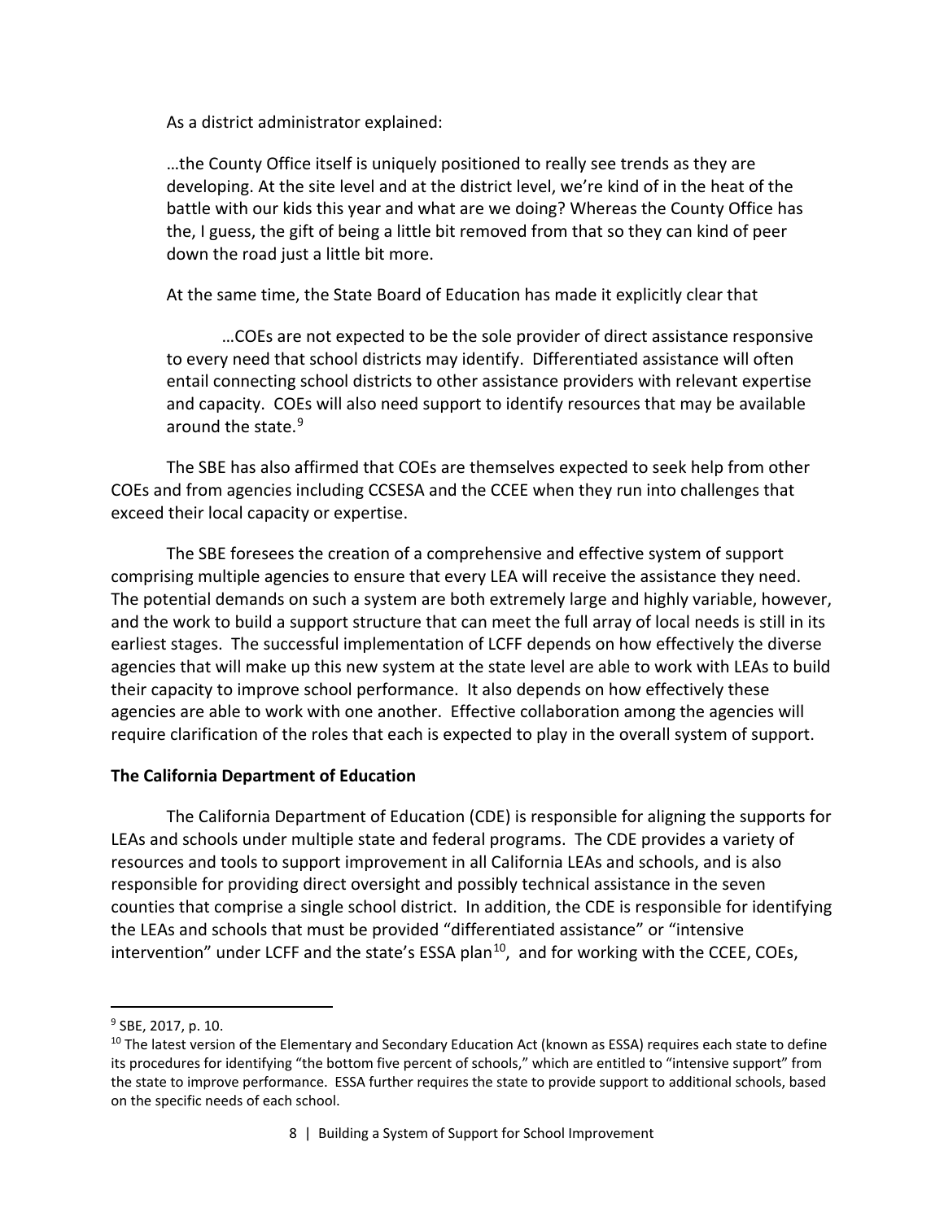As a district administrator explained:

> …the County Office itself is uniquely positioned to really see trends as they are developing. At the site level and at the district level, we're kind of in the heat of the battle with our kids this year and what are we doing? Whereas the County Office has the, I guess, the gift of being a little bit removed from that so they can kind of peer down the road just a little bit more.

At the same time, the State Board of Education has made it explicitly clear that

> …COEs are not expected to be the sole provider of direct assistance responsive to every need that school districts may identify. Differentiated assistance will often entail connecting school districts to other assistance providers with relevant expertise and capacity. COEs will also need support to identify resources that may be available around the state.[9]

The SBE has also affirmed that COEs are themselves expected to seek help from other COEs and from agencies including CCSESA and the CCEE when they run into challenges that exceed their local capacity or expertise.

The SBE foresees the creation of a comprehensive and effective system of support comprising multiple agencies to ensure that every LEA will receive the assistance they need. The potential demands on such a system are both extremely large and highly variable, however, and the work to build a support structure that can meet the full array of local needs is still in its earliest stages. The successful implementation of LCFF depends on how effectively the diverse agencies that will make up this new system at the state level are able to work with LEAs to build their capacity to improve school performance. It also depends on how effectively these agencies are able to work with one another. Effective collaboration among the agencies will require clarification of the roles that each is expected to play in the overall system of support.

**The California Department of Education**

The California Department of Education (CDE) is responsible for aligning the supports for LEAs and schools under multiple state and federal programs. The CDE provides a variety of resources and tools to support improvement in all California LEAs and schools, and is also responsible for providing direct oversight and possibly technical assistance in the seven counties that comprise a single school district. In addition, the CDE is responsible for identifying the LEAs and schools that must be provided "differentiated assistance" or "intensive intervention" under LCFF and the state's ESSA plan[10], and for working with the CCEE, COEs,

---

[9] SBE, 2017, p. 10.

[10] The latest version of the Elementary and Secondary Education Act (known as ESSA) requires each state to define its procedures for identifying "the bottom five percent of schools," which are entitled to "intensive support" from the state to improve performance. ESSA further requires the state to provide support to additional schools, based on the specific needs of each school.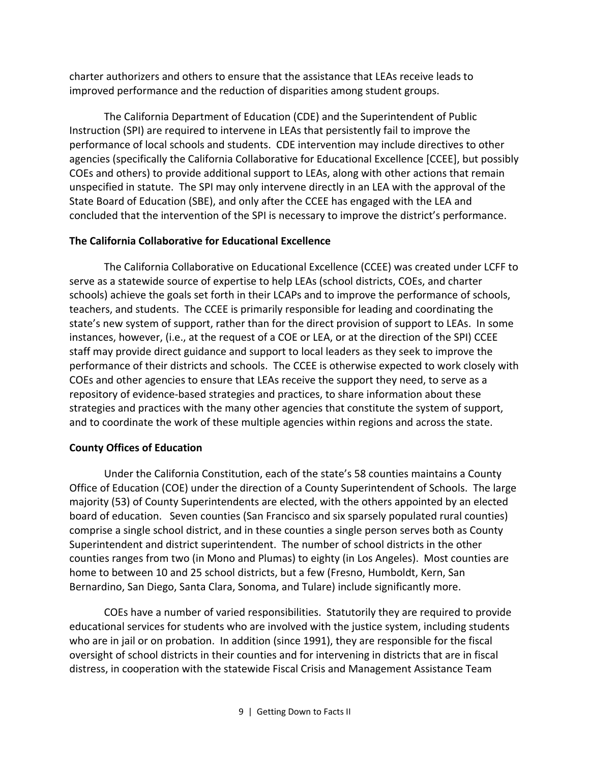charter authorizers and others to ensure that the assistance that LEAs receive leads to improved performance and the reduction of disparities among student groups.

The California Department of Education (CDE) and the Superintendent of Public Instruction (SPI) are required to intervene in LEAs that persistently fail to improve the performance of local schools and students. CDE intervention may include directives to other agencies (specifically the California Collaborative for Educational Excellence [CCEE], but possibly COEs and others) to provide additional support to LEAs, along with other actions that remain unspecified in statute. The SPI may only intervene directly in an LEA with the approval of the State Board of Education (SBE), and only after the CCEE has engaged with the LEA and concluded that the intervention of the SPI is necessary to improve the district's performance.

**The California Collaborative for Educational Excellence**

The California Collaborative on Educational Excellence (CCEE) was created under LCFF to serve as a statewide source of expertise to help LEAs (school districts, COEs, and charter schools) achieve the goals set forth in their LCAPs and to improve the performance of schools, teachers, and students. The CCEE is primarily responsible for leading and coordinating the state's new system of support, rather than for the direct provision of support to LEAs. In some instances, however, (i.e., at the request of a COE or LEA, or at the direction of the SPI) CCEE staff may provide direct guidance and support to local leaders as they seek to improve the performance of their districts and schools. The CCEE is otherwise expected to work closely with COEs and other agencies to ensure that LEAs receive the support they need, to serve as a repository of evidence-based strategies and practices, to share information about these strategies and practices with the many other agencies that constitute the system of support, and to coordinate the work of these multiple agencies within regions and across the state.

**County Offices of Education**

Under the California Constitution, each of the state's 58 counties maintains a County Office of Education (COE) under the direction of a County Superintendent of Schools. The large majority (53) of County Superintendents are elected, with the others appointed by an elected board of education. Seven counties (San Francisco and six sparsely populated rural counties) comprise a single school district, and in these counties a single person serves both as County Superintendent and district superintendent. The number of school districts in the other counties ranges from two (in Mono and Plumas) to eighty (in Los Angeles). Most counties are home to between 10 and 25 school districts, but a few (Fresno, Humboldt, Kern, San Bernardino, San Diego, Santa Clara, Sonoma, and Tulare) include significantly more.

COEs have a number of varied responsibilities. Statutorily they are required to provide educational services for students who are involved with the justice system, including students who are in jail or on probation. In addition (since 1991), they are responsible for the fiscal oversight of school districts in their counties and for intervening in districts that are in fiscal distress, in cooperation with the statewide Fiscal Crisis and Management Assistance Team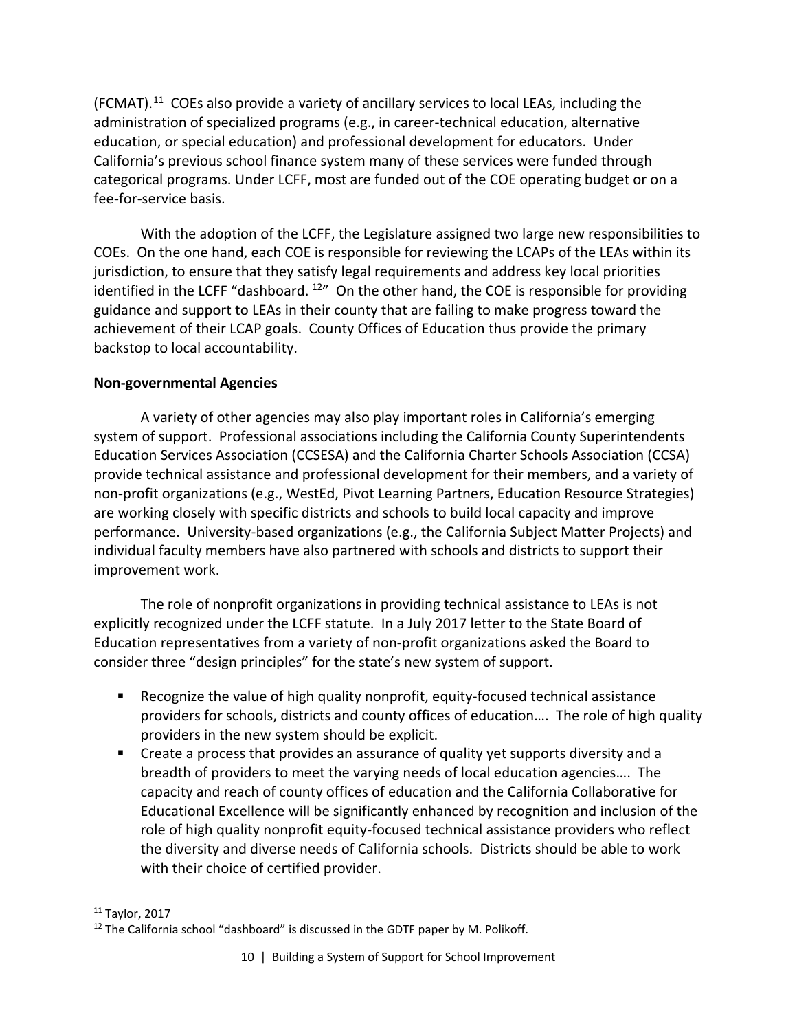(FCMAT).[11] COEs also provide a variety of ancillary services to local LEAs, including the administration of specialized programs (e.g., in career-technical education, alternative education, or special education) and professional development for educators. Under California's previous school finance system many of these services were funded through categorical programs. Under LCFF, most are funded out of the COE operating budget or on a fee-for-service basis.

With the adoption of the LCFF, the Legislature assigned two large new responsibilities to COEs. On the one hand, each COE is responsible for reviewing the LCAPs of the LEAs within its jurisdiction, to ensure that they satisfy legal requirements and address key local priorities identified in the LCFF "dashboard. [12]" On the other hand, the COE is responsible for providing guidance and support to LEAs in their county that are failing to make progress toward the achievement of their LCAP goals. County Offices of Education thus provide the primary backstop to local accountability.

**Non-governmental Agencies**

A variety of other agencies may also play important roles in California's emerging system of support. Professional associations including the California County Superintendents Education Services Association (CCSESA) and the California Charter Schools Association (CCSA) provide technical assistance and professional development for their members, and a variety of non-profit organizations (e.g., WestEd, Pivot Learning Partners, Education Resource Strategies) are working closely with specific districts and schools to build local capacity and improve performance. University-based organizations (e.g., the California Subject Matter Projects) and individual faculty members have also partnered with schools and districts to support their improvement work.

The role of nonprofit organizations in providing technical assistance to LEAs is not explicitly recognized under the LCFF statute. In a July 2017 letter to the State Board of Education representatives from a variety of non-profit organizations asked the Board to consider three "design principles" for the state's new system of support.

- Recognize the value of high quality nonprofit, equity-focused technical assistance providers for schools, districts and county offices of education…. The role of high quality providers in the new system should be explicit.
- Create a process that provides an assurance of quality yet supports diversity and a breadth of providers to meet the varying needs of local education agencies…. The capacity and reach of county offices of education and the California Collaborative for Educational Excellence will be significantly enhanced by recognition and inclusion of the role of high quality nonprofit equity-focused technical assistance providers who reflect the diversity and diverse needs of California schools. Districts should be able to work with their choice of certified provider.

---

[11] Taylor, 2017

[12] The California school "dashboard" is discussed in the GDTF paper by M. Polikoff.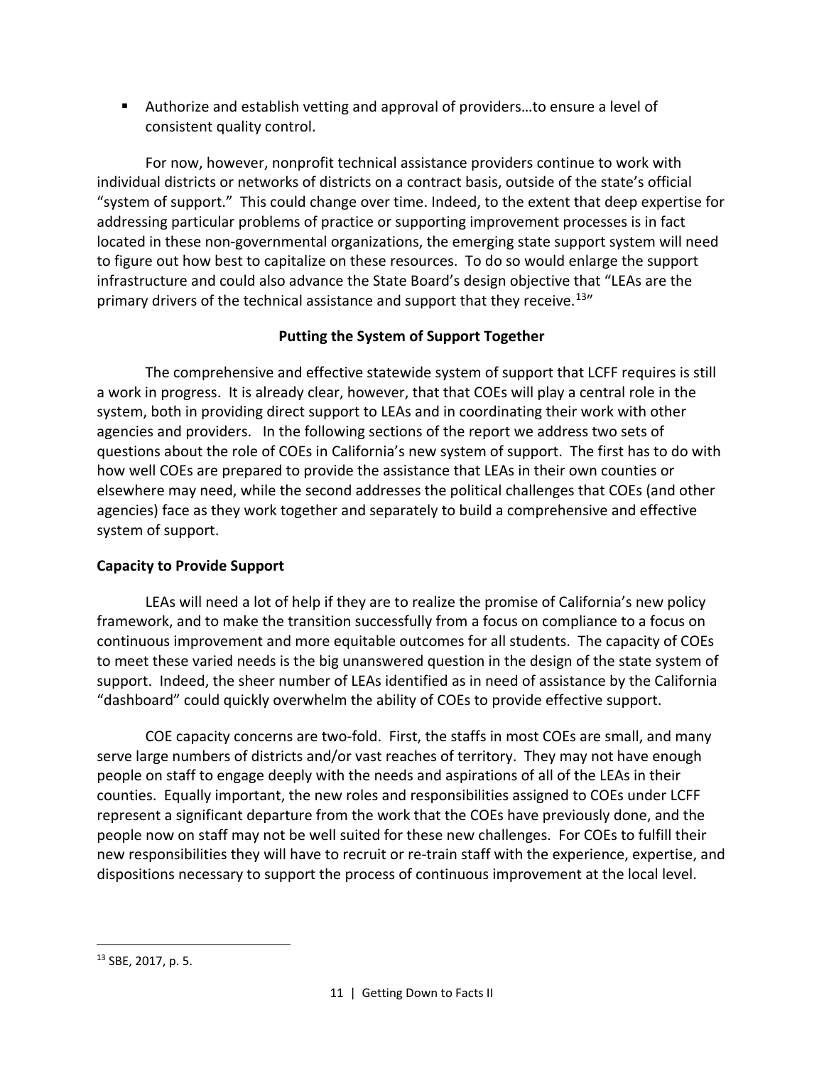- Authorize and establish vetting and approval of providers…to ensure a level of consistent quality control.

For now, however, nonprofit technical assistance providers continue to work with individual districts or networks of districts on a contract basis, outside of the state's official "system of support." This could change over time. Indeed, to the extent that deep expertise for addressing particular problems of practice or supporting improvement processes is in fact located in these non-governmental organizations, the emerging state support system will need to figure out how best to capitalize on these resources. To do so would enlarge the support infrastructure and could also advance the State Board's design objective that "LEAs are the primary drivers of the technical assistance and support that they receive.[13]"

### Putting the System of Support Together

The comprehensive and effective statewide system of support that LCFF requires is still a work in progress. It is already clear, however, that that COEs will play a central role in the system, both in providing direct support to LEAs and in coordinating their work with other agencies and providers. In the following sections of the report we address two sets of questions about the role of COEs in California's new system of support. The first has to do with how well COEs are prepared to provide the assistance that LEAs in their own counties or elsewhere may need, while the second addresses the political challenges that COEs (and other agencies) face as they work together and separately to build a comprehensive and effective system of support.

### Capacity to Provide Support

LEAs will need a lot of help if they are to realize the promise of California's new policy framework, and to make the transition successfully from a focus on compliance to a focus on continuous improvement and more equitable outcomes for all students. The capacity of COEs to meet these varied needs is the big unanswered question in the design of the state system of support. Indeed, the sheer number of LEAs identified as in need of assistance by the California "dashboard" could quickly overwhelm the ability of COEs to provide effective support.

COE capacity concerns are two-fold. First, the staffs in most COEs are small, and many serve large numbers of districts and/or vast reaches of territory. They may not have enough people on staff to engage deeply with the needs and aspirations of all of the LEAs in their counties. Equally important, the new roles and responsibilities assigned to COEs under LCFF represent a significant departure from the work that the COEs have previously done, and the people now on staff may not be well suited for these new challenges. For COEs to fulfill their new responsibilities they will have to recruit or re-train staff with the experience, expertise, and dispositions necessary to support the process of continuous improvement at the local level.

[13] SBE, 2017, p. 5.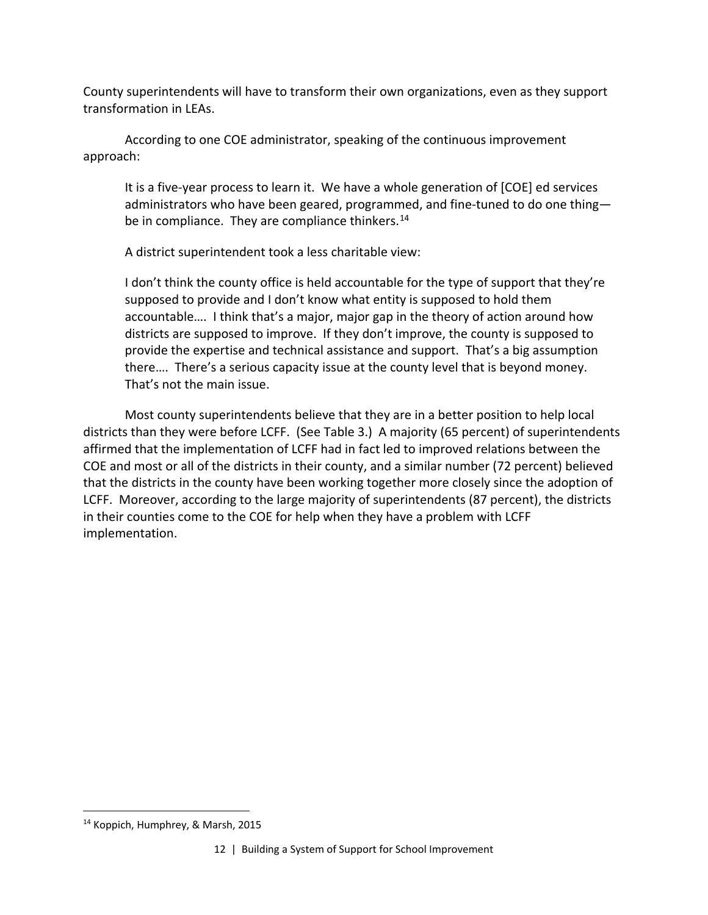County superintendents will have to transform their own organizations, even as they support transformation in LEAs.

According to one COE administrator, speaking of the continuous improvement approach:

> It is a five-year process to learn it. We have a whole generation of [COE] ed services administrators who have been geared, programmed, and fine-tuned to do one thing—be in compliance. They are compliance thinkers.[14]

A district superintendent took a less charitable view:

> I don't think the county office is held accountable for the type of support that they're supposed to provide and I don't know what entity is supposed to hold them accountable…. I think that's a major, major gap in the theory of action around how districts are supposed to improve. If they don't improve, the county is supposed to provide the expertise and technical assistance and support. That's a big assumption there…. There's a serious capacity issue at the county level that is beyond money. That's not the main issue.

Most county superintendents believe that they are in a better position to help local districts than they were before LCFF. (See Table 3.) A majority (65 percent) of superintendents affirmed that the implementation of LCFF had in fact led to improved relations between the COE and most or all of the districts in their county, and a similar number (72 percent) believed that the districts in the county have been working together more closely since the adoption of LCFF. Moreover, according to the large majority of superintendents (87 percent), the districts in their counties come to the COE for help when they have a problem with LCFF implementation.

---

[14] Koppich, Humphrey, & Marsh, 2015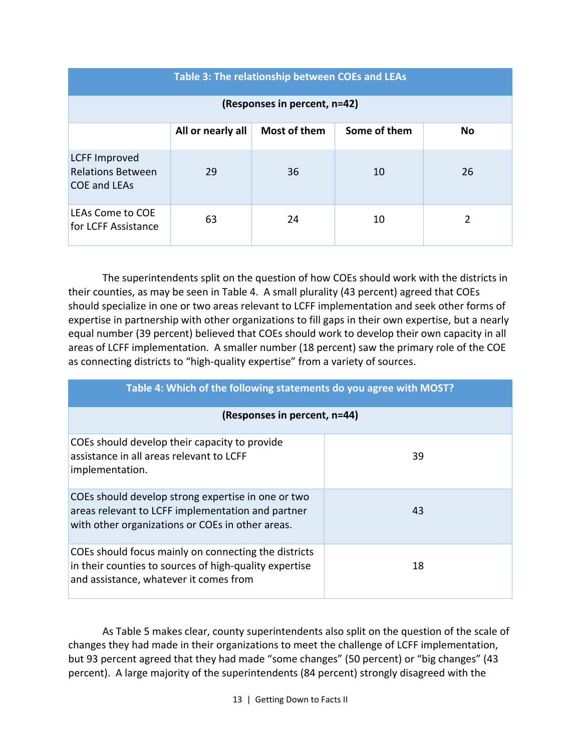| Table 3: The relationship between COEs and LEAs | | | | |
|---|---|---|---|---|
| (Responses in percent, n=42) | | | | |
| | All or nearly all | Most of them | Some of them | No |
| LCFF Improved Relations Between COE and LEAs | 29 | 36 | 10 | 26 |
| LEAs Come to COE for LCFF Assistance | 63 | 24 | 10 | 2 |

The superintendents split on the question of how COEs should work with the districts in their counties, as may be seen in Table 4. A small plurality (43 percent) agreed that COEs should specialize in one or two areas relevant to LCFF implementation and seek other forms of expertise in partnership with other organizations to fill gaps in their own expertise, but a nearly equal number (39 percent) believed that COEs should work to develop their own capacity in all areas of LCFF implementation. A smaller number (18 percent) saw the primary role of the COE as connecting districts to "high-quality expertise" from a variety of sources.

| Table 4: Which of the following statements do you agree with MOST? | |
|---|---|
| (Responses in percent, n=44) | |
| COEs should develop their capacity to provide assistance in all areas relevant to LCFF implementation. | 39 |
| COEs should develop strong expertise in one or two areas relevant to LCFF implementation and partner with other organizations or COEs in other areas. | 43 |
| COEs should focus mainly on connecting the districts in their counties to sources of high-quality expertise and assistance, whatever it comes from | 18 |

As Table 5 makes clear, county superintendents also split on the question of the scale of changes they had made in their organizations to meet the challenge of LCFF implementation, but 93 percent agreed that they had made "some changes" (50 percent) or "big changes" (43 percent). A large majority of the superintendents (84 percent) strongly disagreed with the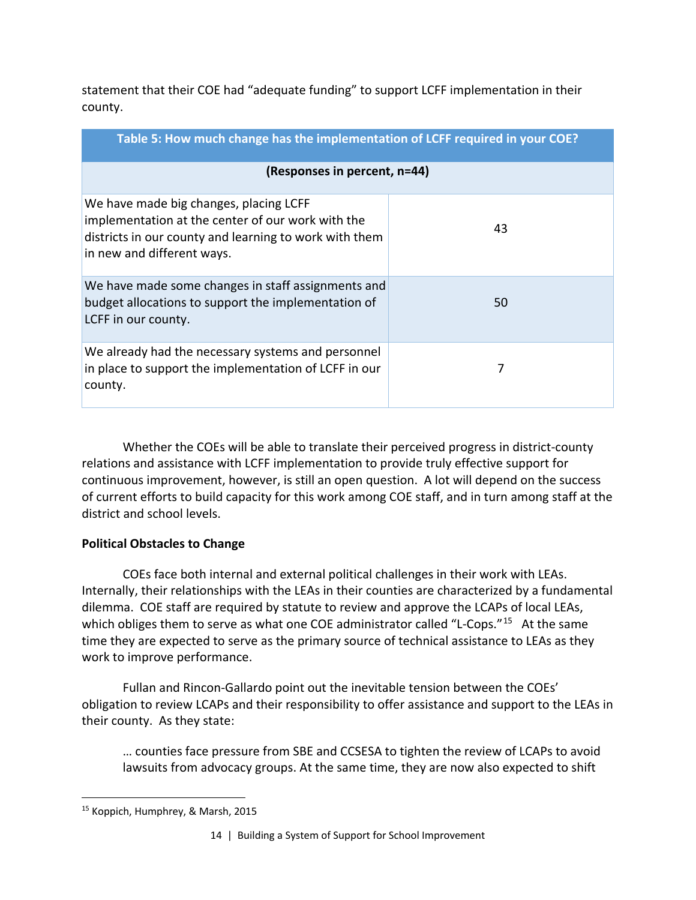statement that their COE had "adequate funding" to support LCFF implementation in their county.

| Table 5: How much change has the implementation of LCFF required in your COE? | |
|---|---|
| (Responses in percent, n=44) | |
| We have made big changes, placing LCFF implementation at the center of our work with the districts in our county and learning to work with them in new and different ways. | 43 |
| We have made some changes in staff assignments and budget allocations to support the implementation of LCFF in our county. | 50 |
| We already had the necessary systems and personnel in place to support the implementation of LCFF in our county. | 7 |

Whether the COEs will be able to translate their perceived progress in district-county relations and assistance with LCFF implementation to provide truly effective support for continuous improvement, however, is still an open question. A lot will depend on the success of current efforts to build capacity for this work among COE staff, and in turn among staff at the district and school levels.

**Political Obstacles to Change**

COEs face both internal and external political challenges in their work with LEAs. Internally, their relationships with the LEAs in their counties are characterized by a fundamental dilemma. COE staff are required by statute to review and approve the LCAPs of local LEAs, which obliges them to serve as what one COE administrator called "L-Cops."[15] At the same time they are expected to serve as the primary source of technical assistance to LEAs as they work to improve performance.

Fullan and Rincon-Gallardo point out the inevitable tension between the COEs' obligation to review LCAPs and their responsibility to offer assistance and support to the LEAs in their county. As they state:

> … counties face pressure from SBE and CCSESA to tighten the review of LCAPs to avoid lawsuits from advocacy groups. At the same time, they are now also expected to shift

[15] Koppich, Humphrey, & Marsh, 2015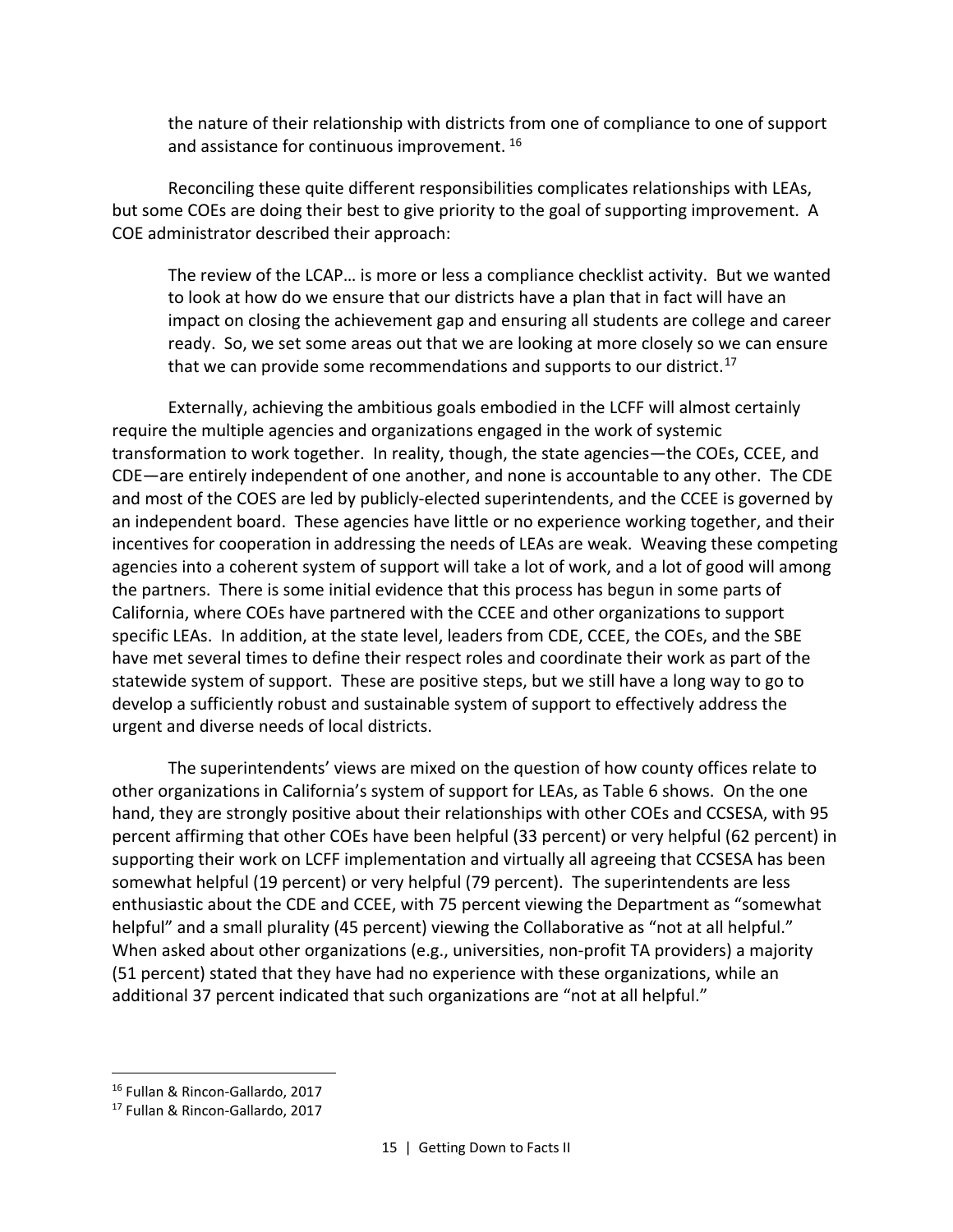the nature of their relationship with districts from one of compliance to one of support and assistance for continuous improvement. [16]

Reconciling these quite different responsibilities complicates relationships with LEAs, but some COEs are doing their best to give priority to the goal of supporting improvement. A COE administrator described their approach:

> The review of the LCAP… is more or less a compliance checklist activity. But we wanted to look at how do we ensure that our districts have a plan that in fact will have an impact on closing the achievement gap and ensuring all students are college and career ready. So, we set some areas out that we are looking at more closely so we can ensure that we can provide some recommendations and supports to our district.[17]

Externally, achieving the ambitious goals embodied in the LCFF will almost certainly require the multiple agencies and organizations engaged in the work of systemic transformation to work together. In reality, though, the state agencies—the COEs, CCEE, and CDE—are entirely independent of one another, and none is accountable to any other. The CDE and most of the COES are led by publicly-elected superintendents, and the CCEE is governed by an independent board. These agencies have little or no experience working together, and their incentives for cooperation in addressing the needs of LEAs are weak. Weaving these competing agencies into a coherent system of support will take a lot of work, and a lot of good will among the partners. There is some initial evidence that this process has begun in some parts of California, where COEs have partnered with the CCEE and other organizations to support specific LEAs. In addition, at the state level, leaders from CDE, CCEE, the COEs, and the SBE have met several times to define their respect roles and coordinate their work as part of the statewide system of support. These are positive steps, but we still have a long way to go to develop a sufficiently robust and sustainable system of support to effectively address the urgent and diverse needs of local districts.

The superintendents' views are mixed on the question of how county offices relate to other organizations in California's system of support for LEAs, as Table 6 shows. On the one hand, they are strongly positive about their relationships with other COEs and CCSESA, with 95 percent affirming that other COEs have been helpful (33 percent) or very helpful (62 percent) in supporting their work on LCFF implementation and virtually all agreeing that CCSESA has been somewhat helpful (19 percent) or very helpful (79 percent). The superintendents are less enthusiastic about the CDE and CCEE, with 75 percent viewing the Department as "somewhat helpful" and a small plurality (45 percent) viewing the Collaborative as "not at all helpful." When asked about other organizations (e.g., universities, non-profit TA providers) a majority (51 percent) stated that they have had no experience with these organizations, while an additional 37 percent indicated that such organizations are "not at all helpful."

[16] Fullan & Rincon-Gallardo, 2017

[17] Fullan & Rincon-Gallardo, 2017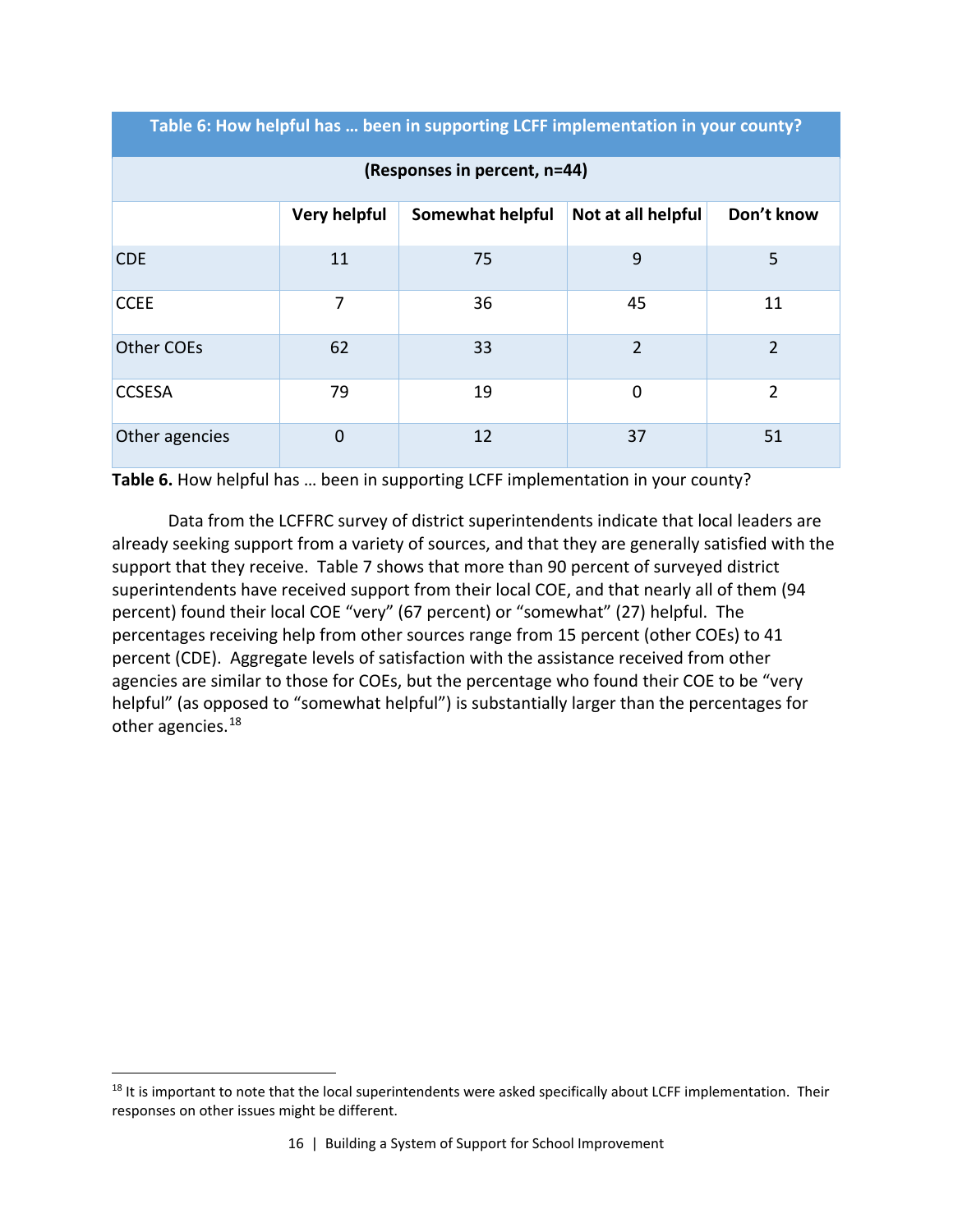| Table 6: How helpful has … been in supporting LCFF implementation in your county? | | | | |
|---|---|---|---|---|
| (Responses in percent, n=44) | | | | |
| | Very helpful | Somewhat helpful | Not at all helpful | Don't know |
| CDE | 11 | 75 | 9 | 5 |
| CCEE | 7 | 36 | 45 | 11 |
| Other COEs | 62 | 33 | 2 | 2 |
| CCSESA | 79 | 19 | 0 | 2 |
| Other agencies | 0 | 12 | 37 | 51 |

**Table 6.** How helpful has … been in supporting LCFF implementation in your county?

Data from the LCFFRC survey of district superintendents indicate that local leaders are already seeking support from a variety of sources, and that they are generally satisfied with the support that they receive. Table 7 shows that more than 90 percent of surveyed district superintendents have received support from their local COE, and that nearly all of them (94 percent) found their local COE "very" (67 percent) or "somewhat" (27) helpful. The percentages receiving help from other sources range from 15 percent (other COEs) to 41 percent (CDE). Aggregate levels of satisfaction with the assistance received from other agencies are similar to those for COEs, but the percentage who found their COE to be "very helpful" (as opposed to "somewhat helpful") is substantially larger than the percentages for other agencies.[18]

[18] It is important to note that the local superintendents were asked specifically about LCFF implementation. Their responses on other issues might be different.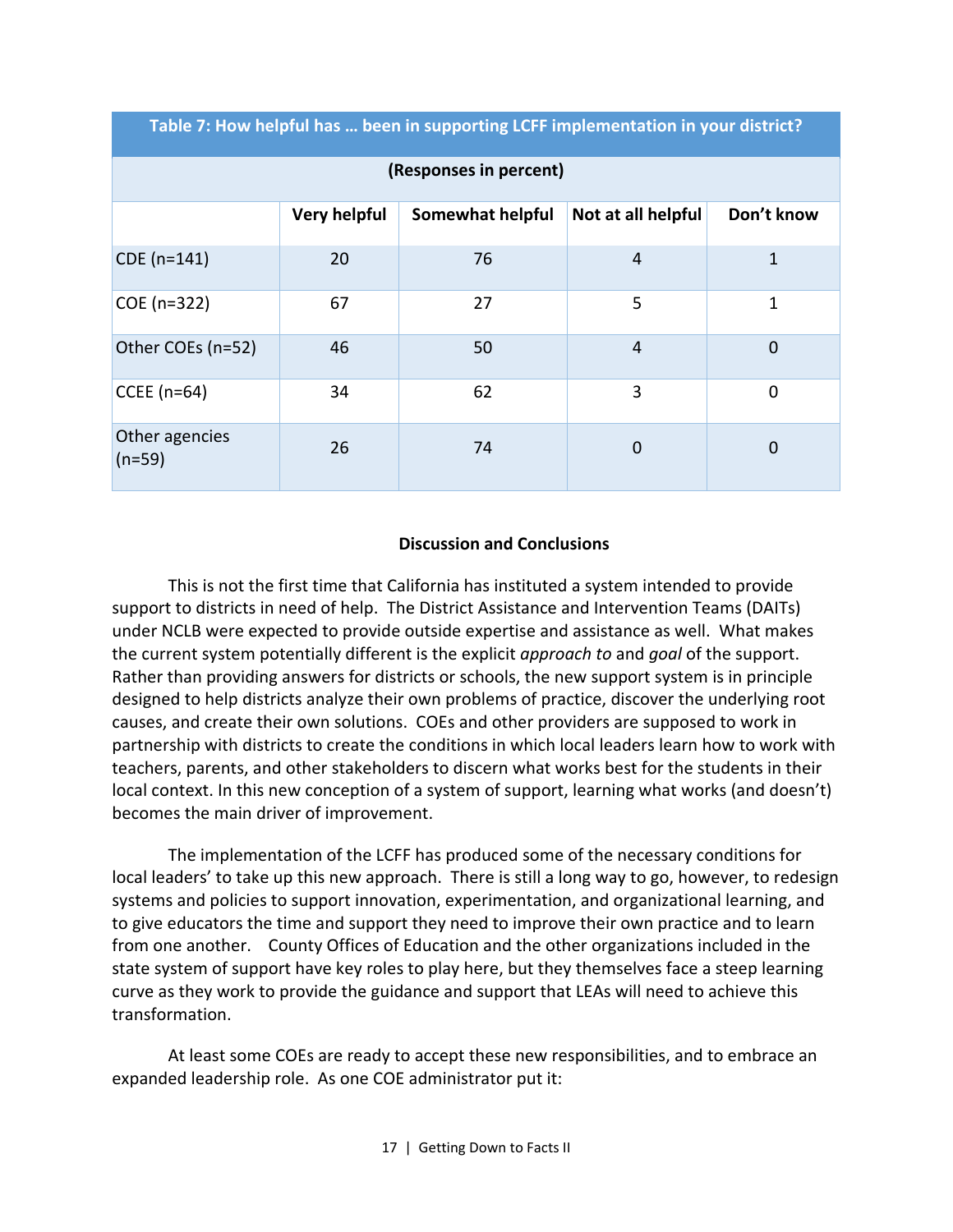**Table 7: How helpful has … been in supporting LCFF implementation in your district?**

(Responses in percent)

| | Very helpful | Somewhat helpful | Not at all helpful | Don't know |
|---|---|---|---|---|
| CDE (n=141) | 20 | 76 | 4 | 1 |
| COE (n=322) | 67 | 27 | 5 | 1 |
| Other COEs (n=52) | 46 | 50 | 4 | 0 |
| CCEE (n=64) | 34 | 62 | 3 | 0 |
| Other agencies (n=59) | 26 | 74 | 0 | 0 |

## Discussion and Conclusions

This is not the first time that California has instituted a system intended to provide support to districts in need of help. The District Assistance and Intervention Teams (DAITs) under NCLB were expected to provide outside expertise and assistance as well. What makes the current system potentially different is the explicit *approach to* and *goal* of the support. Rather than providing answers for districts or schools, the new support system is in principle designed to help districts analyze their own problems of practice, discover the underlying root causes, and create their own solutions. COEs and other providers are supposed to work in partnership with districts to create the conditions in which local leaders learn how to work with teachers, parents, and other stakeholders to discern what works best for the students in their local context. In this new conception of a system of support, learning what works (and doesn't) becomes the main driver of improvement.

The implementation of the LCFF has produced some of the necessary conditions for local leaders' to take up this new approach. There is still a long way to go, however, to redesign systems and policies to support innovation, experimentation, and organizational learning, and to give educators the time and support they need to improve their own practice and to learn from one another. County Offices of Education and the other organizations included in the state system of support have key roles to play here, but they themselves face a steep learning curve as they work to provide the guidance and support that LEAs will need to achieve this transformation.

At least some COEs are ready to accept these new responsibilities, and to embrace an expanded leadership role. As one COE administrator put it: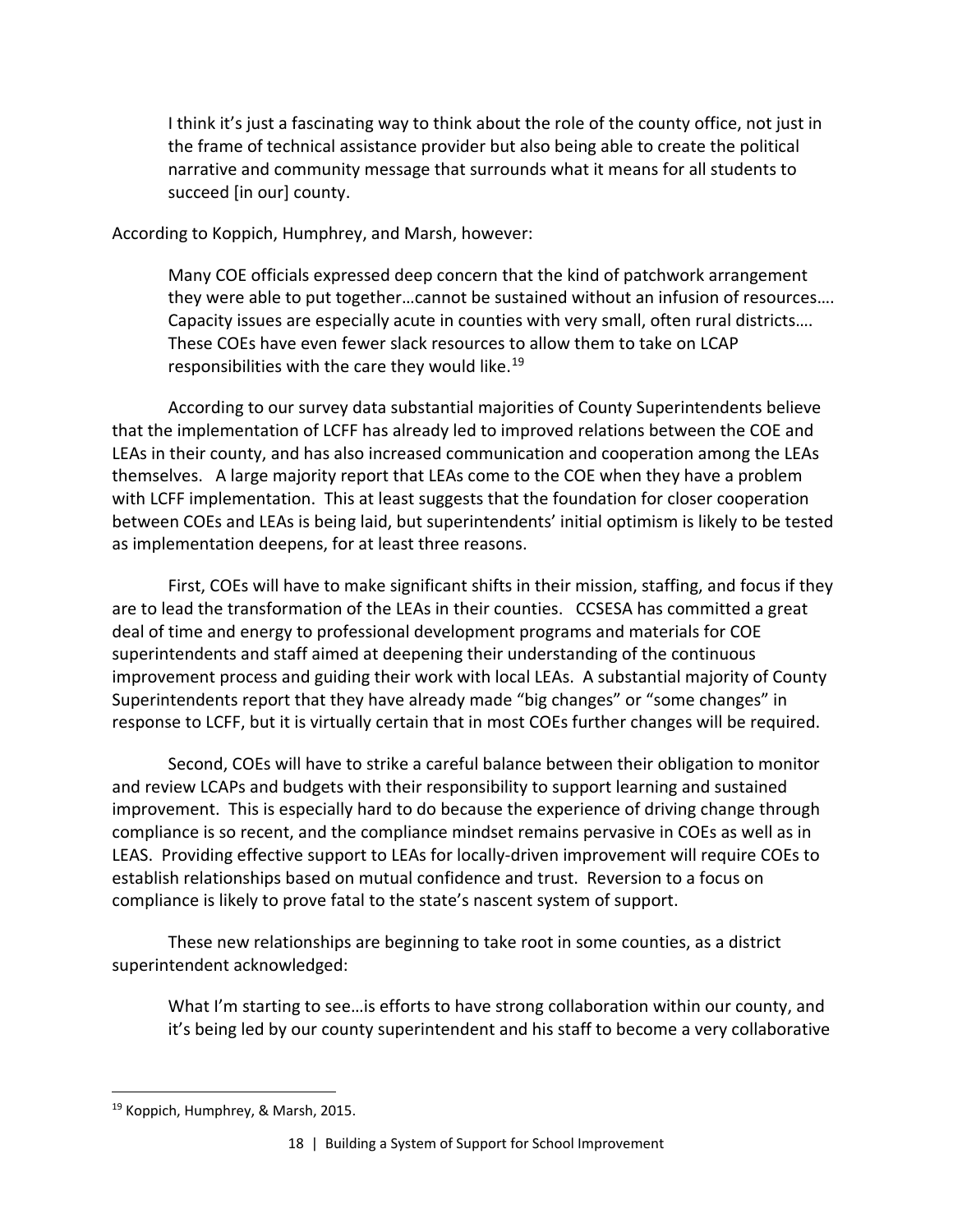> I think it's just a fascinating way to think about the role of the county office, not just in the frame of technical assistance provider but also being able to create the political narrative and community message that surrounds what it means for all students to succeed [in our] county.

According to Koppich, Humphrey, and Marsh, however:

> Many COE officials expressed deep concern that the kind of patchwork arrangement they were able to put together…cannot be sustained without an infusion of resources…. Capacity issues are especially acute in counties with very small, often rural districts…. These COEs have even fewer slack resources to allow them to take on LCAP responsibilities with the care they would like.[19]

According to our survey data substantial majorities of County Superintendents believe that the implementation of LCFF has already led to improved relations between the COE and LEAs in their county, and has also increased communication and cooperation among the LEAs themselves. A large majority report that LEAs come to the COE when they have a problem with LCFF implementation. This at least suggests that the foundation for closer cooperation between COEs and LEAs is being laid, but superintendents' initial optimism is likely to be tested as implementation deepens, for at least three reasons.

First, COEs will have to make significant shifts in their mission, staffing, and focus if they are to lead the transformation of the LEAs in their counties. CCSESA has committed a great deal of time and energy to professional development programs and materials for COE superintendents and staff aimed at deepening their understanding of the continuous improvement process and guiding their work with local LEAs. A substantial majority of County Superintendents report that they have already made "big changes" or "some changes" in response to LCFF, but it is virtually certain that in most COEs further changes will be required.

Second, COEs will have to strike a careful balance between their obligation to monitor and review LCAPs and budgets with their responsibility to support learning and sustained improvement. This is especially hard to do because the experience of driving change through compliance is so recent, and the compliance mindset remains pervasive in COEs as well as in LEAS. Providing effective support to LEAs for locally-driven improvement will require COEs to establish relationships based on mutual confidence and trust. Reversion to a focus on compliance is likely to prove fatal to the state's nascent system of support.

These new relationships are beginning to take root in some counties, as a district superintendent acknowledged:

> What I'm starting to see…is efforts to have strong collaboration within our county, and it's being led by our county superintendent and his staff to become a very collaborative

[19] Koppich, Humphrey, & Marsh, 2015.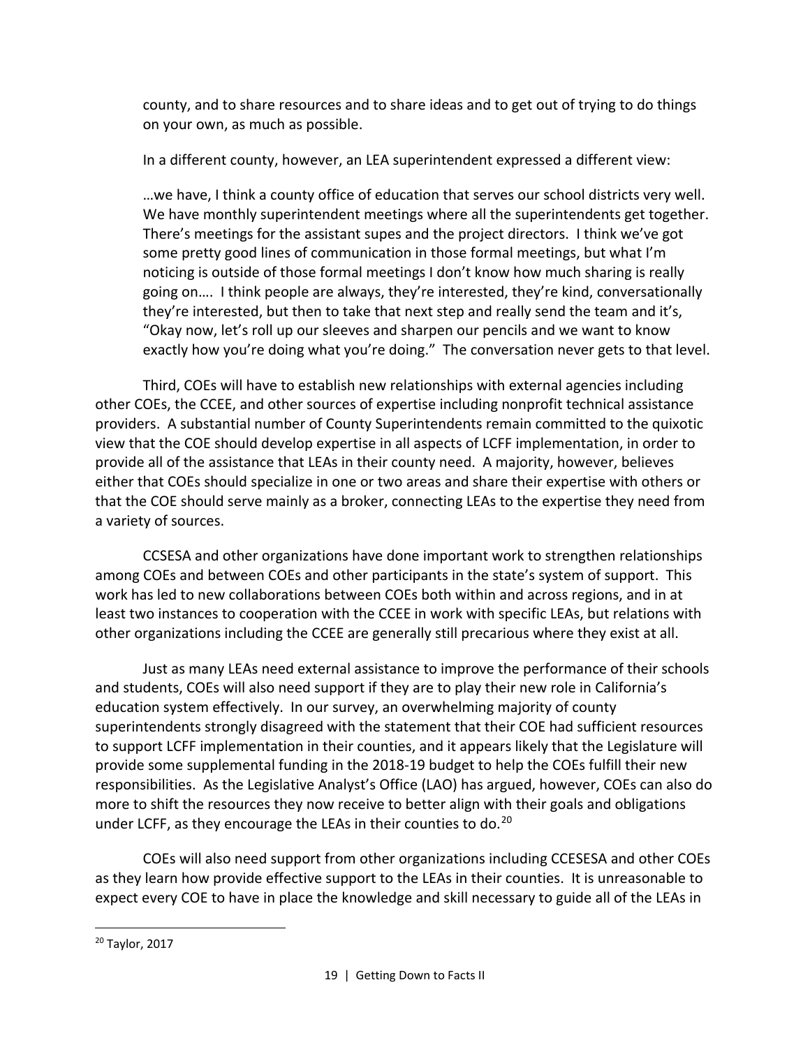county, and to share resources and to share ideas and to get out of trying to do things on your own, as much as possible.

In a different county, however, an LEA superintendent expressed a different view:

> …we have, I think a county office of education that serves our school districts very well. We have monthly superintendent meetings where all the superintendents get together. There's meetings for the assistant supes and the project directors. I think we've got some pretty good lines of communication in those formal meetings, but what I'm noticing is outside of those formal meetings I don't know how much sharing is really going on…. I think people are always, they're interested, they're kind, conversationally they're interested, but then to take that next step and really send the team and it's, "Okay now, let's roll up our sleeves and sharpen our pencils and we want to know exactly how you're doing what you're doing." The conversation never gets to that level.

Third, COEs will have to establish new relationships with external agencies including other COEs, the CCEE, and other sources of expertise including nonprofit technical assistance providers. A substantial number of County Superintendents remain committed to the quixotic view that the COE should develop expertise in all aspects of LCFF implementation, in order to provide all of the assistance that LEAs in their county need. A majority, however, believes either that COEs should specialize in one or two areas and share their expertise with others or that the COE should serve mainly as a broker, connecting LEAs to the expertise they need from a variety of sources.

CCSESA and other organizations have done important work to strengthen relationships among COEs and between COEs and other participants in the state's system of support. This work has led to new collaborations between COEs both within and across regions, and in at least two instances to cooperation with the CCEE in work with specific LEAs, but relations with other organizations including the CCEE are generally still precarious where they exist at all.

Just as many LEAs need external assistance to improve the performance of their schools and students, COEs will also need support if they are to play their new role in California's education system effectively. In our survey, an overwhelming majority of county superintendents strongly disagreed with the statement that their COE had sufficient resources to support LCFF implementation in their counties, and it appears likely that the Legislature will provide some supplemental funding in the 2018-19 budget to help the COEs fulfill their new responsibilities. As the Legislative Analyst's Office (LAO) has argued, however, COEs can also do more to shift the resources they now receive to better align with their goals and obligations under LCFF, as they encourage the LEAs in their counties to do.[20]

COEs will also need support from other organizations including CCESESA and other COEs as they learn how provide effective support to the LEAs in their counties. It is unreasonable to expect every COE to have in place the knowledge and skill necessary to guide all of the LEAs in

[20] Taylor, 2017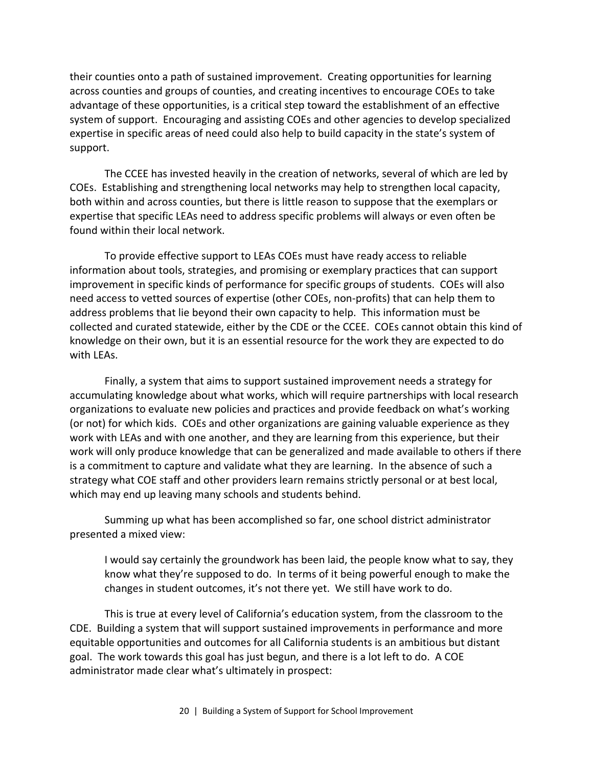their counties onto a path of sustained improvement. Creating opportunities for learning across counties and groups of counties, and creating incentives to encourage COEs to take advantage of these opportunities, is a critical step toward the establishment of an effective system of support. Encouraging and assisting COEs and other agencies to develop specialized expertise in specific areas of need could also help to build capacity in the state's system of support.

The CCEE has invested heavily in the creation of networks, several of which are led by COEs. Establishing and strengthening local networks may help to strengthen local capacity, both within and across counties, but there is little reason to suppose that the exemplars or expertise that specific LEAs need to address specific problems will always or even often be found within their local network.

To provide effective support to LEAs COEs must have ready access to reliable information about tools, strategies, and promising or exemplary practices that can support improvement in specific kinds of performance for specific groups of students. COEs will also need access to vetted sources of expertise (other COEs, non-profits) that can help them to address problems that lie beyond their own capacity to help. This information must be collected and curated statewide, either by the CDE or the CCEE. COEs cannot obtain this kind of knowledge on their own, but it is an essential resource for the work they are expected to do with LEAs.

Finally, a system that aims to support sustained improvement needs a strategy for accumulating knowledge about what works, which will require partnerships with local research organizations to evaluate new policies and practices and provide feedback on what's working (or not) for which kids. COEs and other organizations are gaining valuable experience as they work with LEAs and with one another, and they are learning from this experience, but their work will only produce knowledge that can be generalized and made available to others if there is a commitment to capture and validate what they are learning. In the absence of such a strategy what COE staff and other providers learn remains strictly personal or at best local, which may end up leaving many schools and students behind.

Summing up what has been accomplished so far, one school district administrator presented a mixed view:

> I would say certainly the groundwork has been laid, the people know what to say, they know what they're supposed to do. In terms of it being powerful enough to make the changes in student outcomes, it's not there yet. We still have work to do.

This is true at every level of California's education system, from the classroom to the CDE. Building a system that will support sustained improvements in performance and more equitable opportunities and outcomes for all California students is an ambitious but distant goal. The work towards this goal has just begun, and there is a lot left to do. A COE administrator made clear what's ultimately in prospect: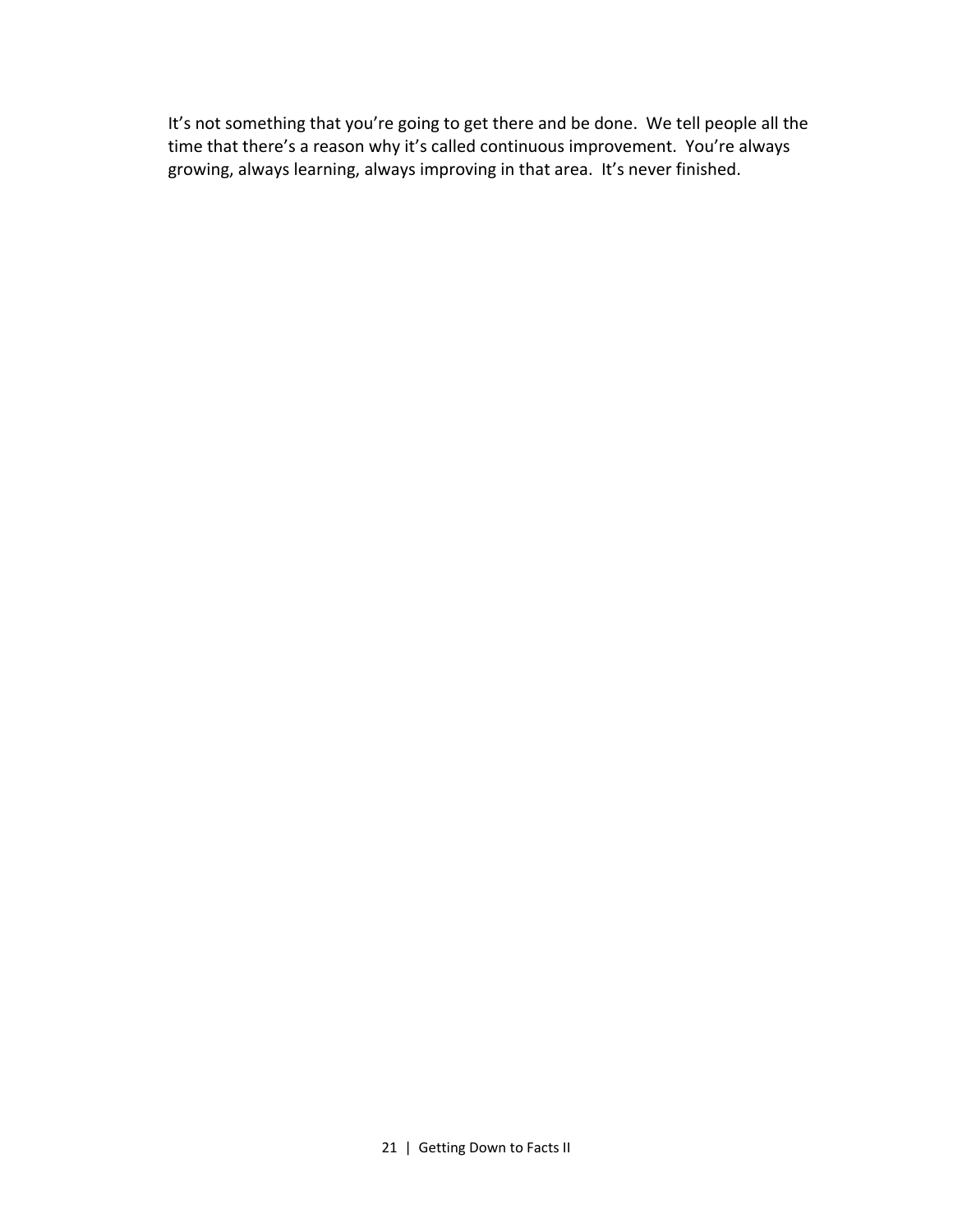It's not something that you're going to get there and be done. We tell people all the time that there's a reason why it's called continuous improvement. You're always growing, always learning, always improving in that area. It's never finished.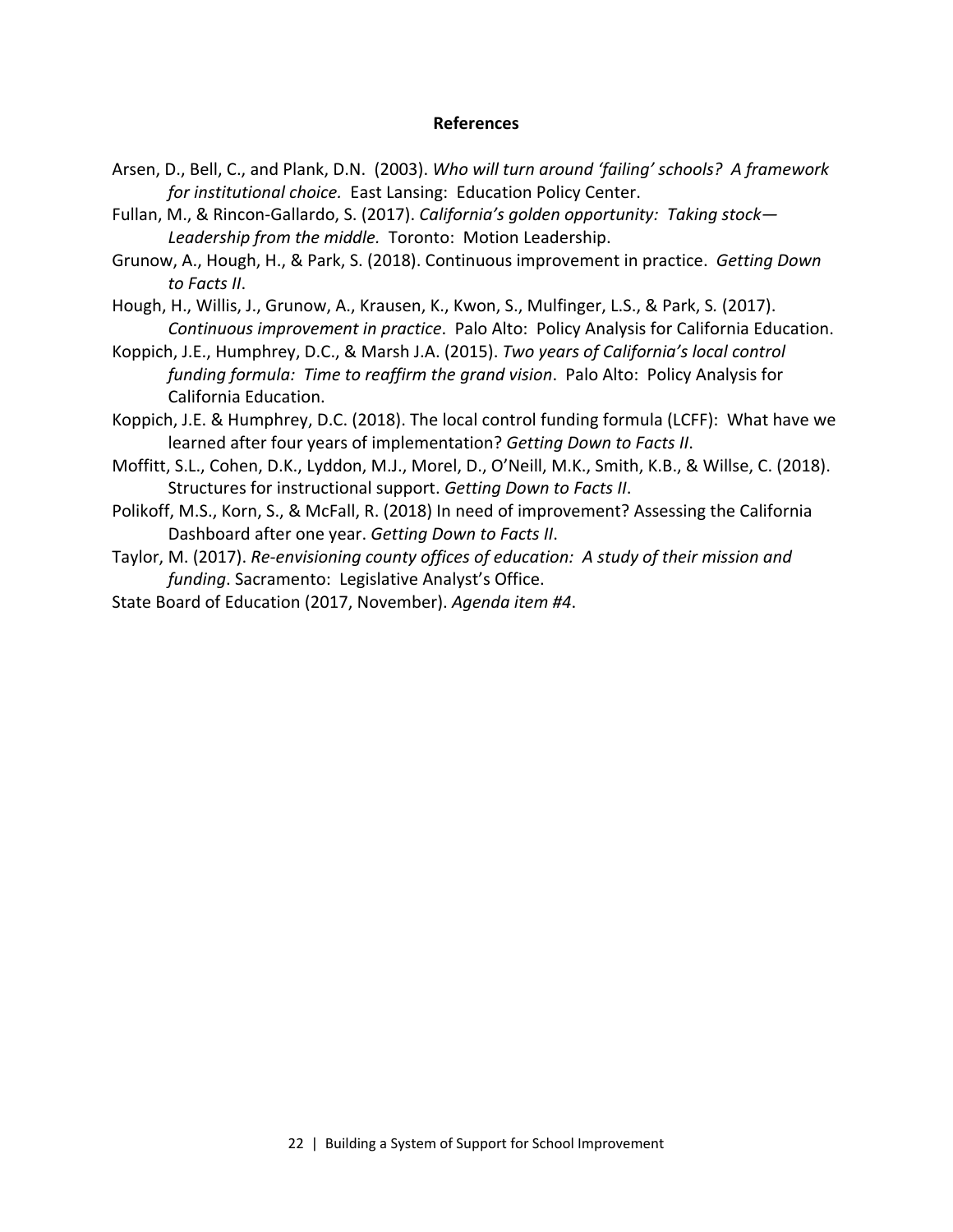## References

Arsen, D., Bell, C., and Plank, D.N. (2003). *Who will turn around 'failing' schools? A framework for institutional choice.* East Lansing: Education Policy Center.

Fullan, M., & Rincon-Gallardo, S. (2017). *California's golden opportunity: Taking stock—Leadership from the middle.* Toronto: Motion Leadership.

Grunow, A., Hough, H., & Park, S. (2018). Continuous improvement in practice. *Getting Down to Facts II*.

Hough, H., Willis, J., Grunow, A., Krausen, K., Kwon, S., Mulfinger, L.S., & Park, S. (2017). *Continuous improvement in practice*. Palo Alto: Policy Analysis for California Education.

Koppich, J.E., Humphrey, D.C., & Marsh J.A. (2015). *Two years of California's local control funding formula: Time to reaffirm the grand vision*. Palo Alto: Policy Analysis for California Education.

Koppich, J.E. & Humphrey, D.C. (2018). The local control funding formula (LCFF): What have we learned after four years of implementation? *Getting Down to Facts II*.

Moffitt, S.L., Cohen, D.K., Lyddon, M.J., Morel, D., O'Neill, M.K., Smith, K.B., & Willse, C. (2018). Structures for instructional support. *Getting Down to Facts II*.

Polikoff, M.S., Korn, S., & McFall, R. (2018) In need of improvement? Assessing the California Dashboard after one year. *Getting Down to Facts II*.

Taylor, M. (2017). *Re-envisioning county offices of education: A study of their mission and funding*. Sacramento: Legislative Analyst's Office.

State Board of Education (2017, November). *Agenda item #4*.